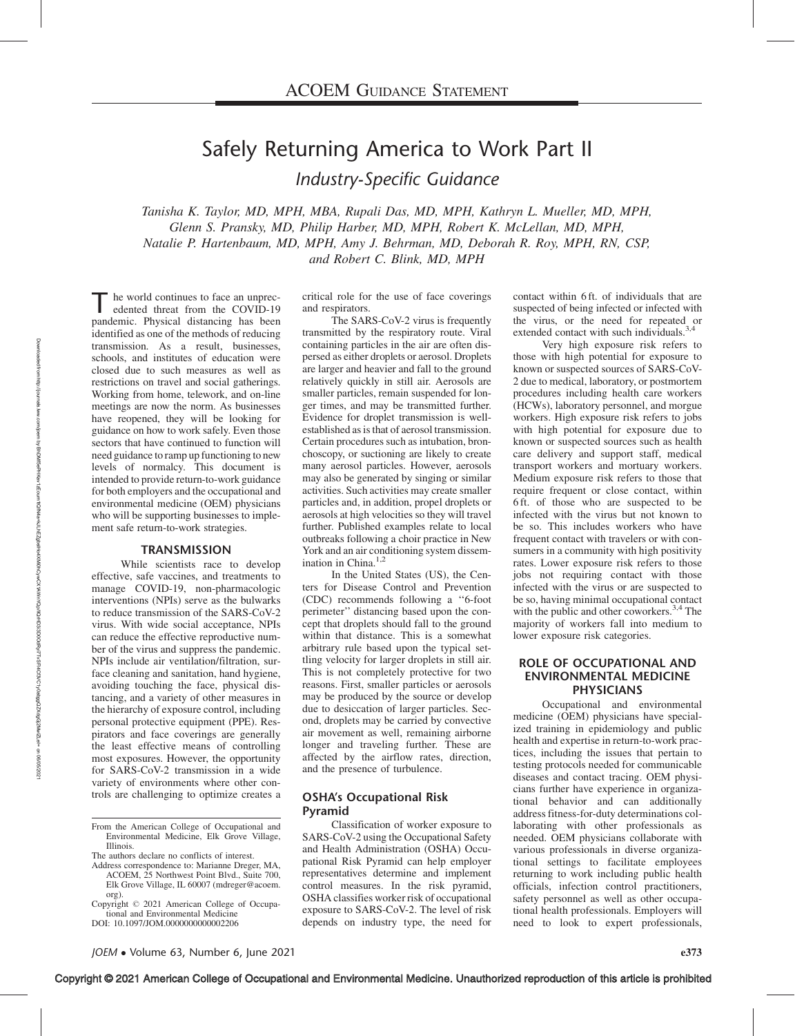ACOEM GUIDANCE STATEMENT

# Safely Returning America to Work Part II

## *Industry-Specific Guidance*

*Tanisha K. Taylor, MD, MPH, MBA, Rupali Das, MD, MPH, Kathryn L. Mueller, MD, MPH, Glenn S. Pransky, MD, Philip Harber, MD, MPH, Robert K. McLellan, MD, MPH, Natalie P. Hartenbaum, MD, MPH, Amy J. Behrman, MD, Deborah R. Roy, MPH, RN, CSP, and Robert C. Blink, MD, MPH*

The world continues to face an unprecedented threat from the COVID-19 pandemic. Physical distancing has been identified as one of the methods of reducing transmission. As a result, businesses, schools, and institutes of education were closed due to such measures as well as restrictions on travel and social gatherings. Working from home, telework, and on-line meetings are now the norm. As businesses have reopened, they will be looking for guidance on how to work safely. Even those sectors that have continued to function will need guidance to ramp up functioning to new levels of normalcy. This document is intended to provide return-to-work guidance for both employers and the occupational and environmental medicine (OEM) physicians who will be supporting businesses to implement safe return-to-work strategies.

## TRANSMISSION

While scientists race to develop effective, safe vaccines, and treatments to manage COVID-19, non-pharmacologic interventions (NPIs) serve as the bulwarks to reduce transmission of the SARS-CoV-2 virus. With wide social acceptance, NPIs can reduce the effective reproductive number of the virus and suppress the pandemic. NPIs include air ventilation/filtration, surface cleaning and sanitation, hand hygiene, avoiding touching the face, physical distancing, and a variety of other measures in the hierarchy of exposure control, including personal protective equipment (PPE). Respirators and face coverings are generally the least effective means of controlling most exposures. However, the opportunity for SARS-CoV-2 transmission in a wide variety of environments where other controls are challenging to optimize creates a critical role for the use of face coverings and respirators.

The SARS-CoV-2 virus is frequently transmitted by the respiratory route. Viral containing particles in the air are often dispersed as either droplets or aerosol. Droplets are larger and heavier and fall to the ground relatively quickly in still air. Aerosols are smaller particles, remain suspended for longer times, and may be transmitted further. Evidence for droplet transmission is well-established as is that of aerosol transmission. Certain procedures such as intubation, bronchoscopy, or suctioning are likely to create many aerosol particles. However, aerosols may also be generated by singing or similar activities. Such activities may create smaller particles and, in addition, propel droplets or aerosols at high velocities so they will travel further. Published examples relate to local outbreaks following a choir practice in New York and an air conditioning system dissemination in China.[1,2]

In the United States (US), the Centers for Disease Control and Prevention (CDC) recommends following a "6-foot perimeter" distancing based upon the concept that droplets should fall to the ground within that distance. This is a somewhat arbitrary rule based upon the typical settling velocity for larger droplets in still air. This is not completely protective for two reasons. First, smaller particles or aerosols may be produced by the source or develop due to desiccation of larger particles. Second, droplets may be carried by convective air movement as well, remaining airborne longer and traveling further. These are affected by the airflow rates, direction, and the presence of turbulence.

### OSHA's Occupational Risk Pyramid

Classification of worker exposure to SARS-CoV-2 using the Occupational Safety and Health Administration (OSHA) Occupational Risk Pyramid can help employer representatives determine and implement control measures. In the risk pyramid, OSHA classifies worker risk of occupational exposure to SARS-CoV-2. The level of risk depends on industry type, the need for contact within 6 ft. of individuals that are suspected of being infected or infected with the virus, or the need for repeated or extended contact with such individuals.[3,4]

Very high exposure risk refers to those with high potential for exposure to known or suspected sources of SARS-CoV-2 due to medical, laboratory, or postmortem procedures including health care workers (HCWs), laboratory personnel, and morgue workers. High exposure risk refers to jobs with high potential for exposure due to known or suspected sources such as health care delivery and support staff, medical transport workers and mortuary workers. Medium exposure risk refers to those that require frequent or close contact, within 6 ft. of those who are suspected to be infected with the virus but not known to be so. This includes workers who have frequent contact with travelers or with consumers in a community with high positivity rates. Lower exposure risk refers to those jobs not requiring contact with those infected with the virus or are suspected to be so, having minimal occupational contact with the public and other coworkers.[3,4] The majority of workers fall into medium to lower exposure risk categories.

## ROLE OF OCCUPATIONAL AND ENVIRONMENTAL MEDICINE PHYSICIANS

Occupational and environmental medicine (OEM) physicians have specialized training in epidemiology and public health and expertise in return-to-work practices, including the issues that pertain to testing protocols needed for communicable diseases and contact tracing. OEM physicians further have experience in organizational behavior and can additionally address fitness-for-duty determinations collaborating with other professionals as needed. OEM physicians collaborate with various professionals in diverse organizational settings to facilitate employees returning to work including public health officials, infection control practitioners, safety personnel as well as other occupational health professionals. Employers will need to look to expert professionals,

---

From the American College of Occupational and Environmental Medicine, Elk Grove Village, Illinois.

The authors declare no conflicts of interest.

Address correspondence to: Marianne Dreger, MA, ACOEM, 25 Northwest Point Blvd., Suite 700, Elk Grove Village, IL 60007 (mdreger@acoem.org).

Copyright © 2021 American College of Occupational and Environmental Medicine

DOI: 10.1097/JOM.0000000000002206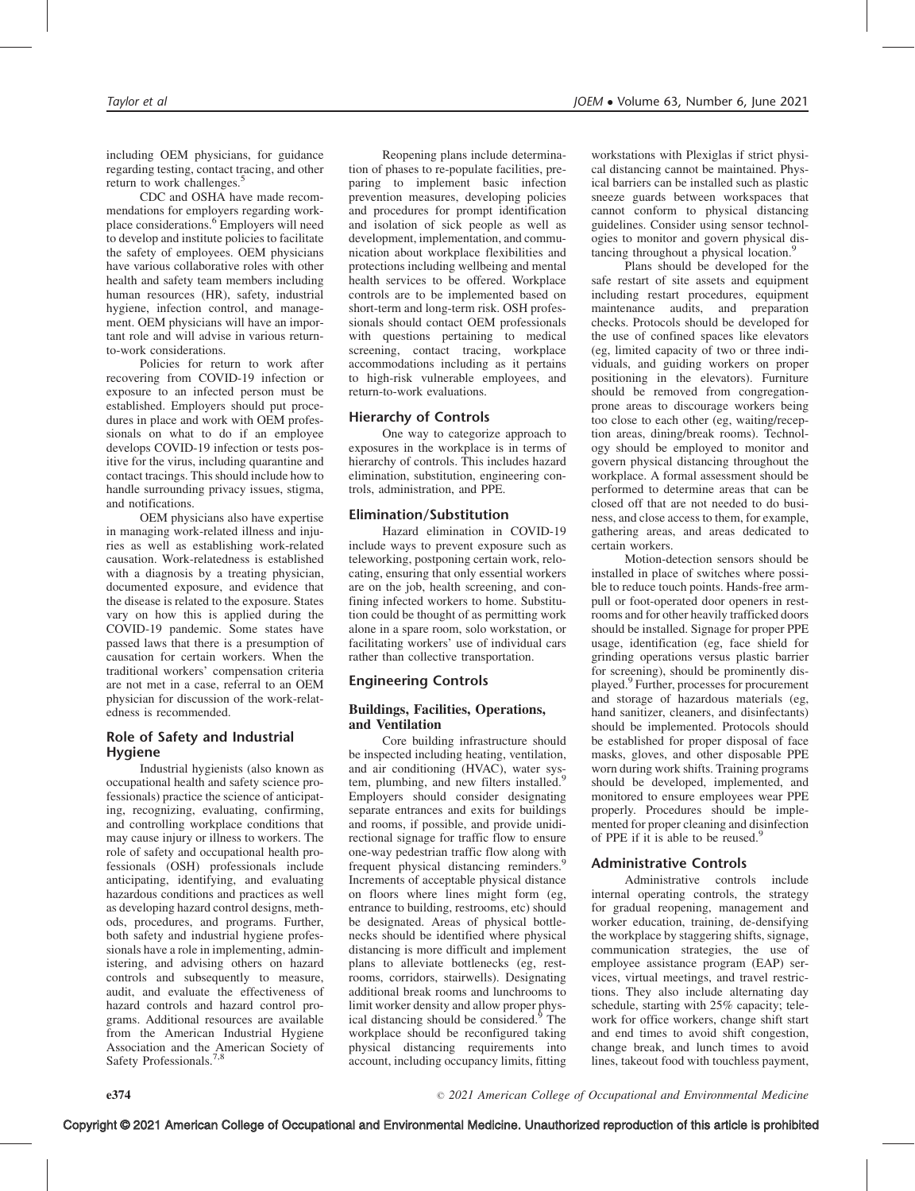including OEM physicians, for guidance regarding testing, contact tracing, and other return to work challenges.[5]

CDC and OSHA have made recommendations for employers regarding workplace considerations.[6] Employers will need to develop and institute policies to facilitate the safety of employees. OEM physicians have various collaborative roles with other health and safety team members including human resources (HR), safety, industrial hygiene, infection control, and management. OEM physicians will have an important role and will advise in various return-to-work considerations.

Policies for return to work after recovering from COVID-19 infection or exposure to an infected person must be established. Employers should put procedures in place and work with OEM professionals on what to do if an employee develops COVID-19 infection or tests positive for the virus, including quarantine and contact tracings. This should include how to handle surrounding privacy issues, stigma, and notifications.

OEM physicians also have expertise in managing work-related illness and injuries as well as establishing work-related causation. Work-relatedness is established with a diagnosis by a treating physician, documented exposure, and evidence that the disease is related to the exposure. States vary on how this is applied during the COVID-19 pandemic. Some states have passed laws that there is a presumption of causation for certain workers. When the traditional workers' compensation criteria are not met in a case, referral to an OEM physician for discussion of the work-relatedness is recommended.

## Role of Safety and Industrial Hygiene

Industrial hygienists (also known as occupational health and safety science professionals) practice the science of anticipating, recognizing, evaluating, confirming, and controlling workplace conditions that may cause injury or illness to workers. The role of safety and occupational health professionals (OSH) professionals include anticipating, identifying, and evaluating hazardous conditions and practices as well as developing hazard control designs, methods, procedures, and programs. Further, both safety and industrial hygiene professionals have a role in implementing, administering, and advising others on hazard controls and subsequently to measure, audit, and evaluate the effectiveness of hazard controls and hazard control programs. Additional resources are available from the American Industrial Hygiene Association and the American Society of Safety Professionals.[7,8]

Reopening plans include determination of phases to re-populate facilities, preparing to implement basic infection prevention measures, developing policies and procedures for prompt identification and isolation of sick people as well as development, implementation, and communication about workplace flexibilities and protections including wellbeing and mental health services to be offered. Workplace controls are to be implemented based on short-term and long-term risk. OSH professionals should contact OEM professionals with questions pertaining to medical screening, contact tracing, workplace accommodations including as it pertains to high-risk vulnerable employees, and return-to-work evaluations.

## Hierarchy of Controls

One way to categorize approach to exposures in the workplace is in terms of hierarchy of controls. This includes hazard elimination, substitution, engineering controls, administration, and PPE.

## Elimination/Substitution

Hazard elimination in COVID-19 include ways to prevent exposure such as teleworking, postponing certain work, relocating, ensuring that only essential workers are on the job, health screening, and confining infected workers to home. Substitution could be thought of as permitting work alone in a spare room, solo workstation, or facilitating workers' use of individual cars rather than collective transportation.

## Engineering Controls

### Buildings, Facilities, Operations, and Ventilation

Core building infrastructure should be inspected including heating, ventilation, and air conditioning (HVAC), water system, plumbing, and new filters installed.[9] Employers should consider designating separate entrances and exits for buildings and rooms, if possible, and provide unidirectional signage for traffic flow to ensure one-way pedestrian traffic flow along with frequent physical distancing reminders.[9] Increments of acceptable physical distance on floors where lines might form (eg, entrance to building, restrooms, etc) should be designated. Areas of physical bottlenecks should be identified where physical distancing is more difficult and implement plans to alleviate bottlenecks (eg, restrooms, corridors, stairwells). Designating additional break rooms and lunchrooms to limit worker density and allow proper physical distancing should be considered.[9] The workplace should be reconfigured taking physical distancing requirements into account, including occupancy limits, fitting workstations with Plexiglas if strict physical distancing cannot be maintained. Physical barriers can be installed such as plastic sneeze guards between workspaces that cannot conform to physical distancing guidelines. Consider using sensor technologies to monitor and govern physical distancing throughout a physical location.[9]

Plans should be developed for the safe restart of site assets and equipment including restart procedures, equipment maintenance audits, and preparation checks. Protocols should be developed for the use of confined spaces like elevators (eg, limited capacity of two or three individuals, and guiding workers on proper positioning in the elevators). Furniture should be removed from congregation-prone areas to discourage workers being too close to each other (eg, waiting/reception areas, dining/break rooms). Technology should be employed to monitor and govern physical distancing throughout the workplace. A formal assessment should be performed to determine areas that can be closed off that are not needed to do business, and close access to them, for example, gathering areas, and areas dedicated to certain workers.

Motion-detection sensors should be installed in place of switches where possible to reduce touch points. Hands-free arm-pull or foot-operated door openers in restrooms and for other heavily trafficked doors should be installed. Signage for proper PPE usage, identification (eg, face shield for grinding operations versus plastic barrier for screening), should be prominently displayed.[9] Further, processes for procurement and storage of hazardous materials (eg, hand sanitizer, cleaners, and disinfectants) should be implemented. Protocols should be established for proper disposal of face masks, gloves, and other disposable PPE worn during work shifts. Training programs should be developed, implemented, and monitored to ensure employees wear PPE properly. Procedures should be implemented for proper cleaning and disinfection of PPE if it is able to be reused.[9]

## Administrative Controls

Administrative controls include internal operating controls, the strategy for gradual reopening, management and worker education, training, de-densifying the workplace by staggering shifts, signage, communication strategies, the use of employee assistance program (EAP) services, virtual meetings, and travel restrictions. They also include alternating day schedule, starting with 25% capacity; telework for office workers, change shift start and end times to avoid shift congestion, change break, and lunch times to avoid lines, takeout food with touchless payment,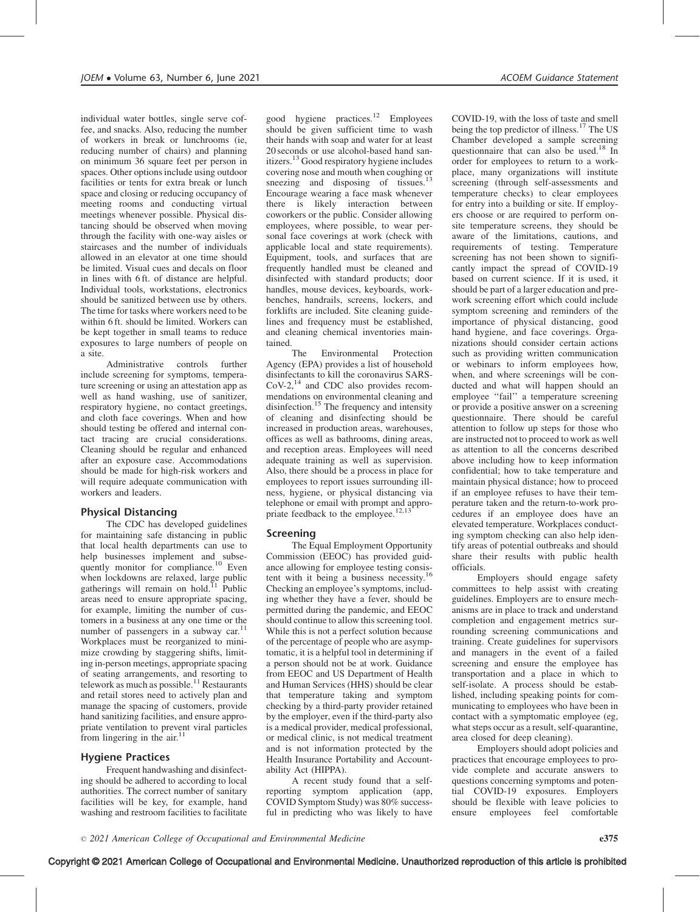individual water bottles, single serve coffee, and snacks. Also, reducing the number of workers in break or lunchrooms (ie, reducing number of chairs) and planning on minimum 36 square feet per person in spaces. Other options include using outdoor facilities or tents for extra break or lunch space and closing or reducing occupancy of meeting rooms and conducting virtual meetings whenever possible. Physical distancing should be observed when moving through the facility with one-way aisles or staircases and the number of individuals allowed in an elevator at one time should be limited. Visual cues and decals on floor in lines with 6 ft. of distance are helpful. Individual tools, workstations, electronics should be sanitized between use by others. The time for tasks where workers need to be within 6 ft. should be limited. Workers can be kept together in small teams to reduce exposures to large numbers of people on a site.

Administrative controls further include screening for symptoms, temperature screening or using an attestation app as well as hand washing, use of sanitizer, respiratory hygiene, no contact greetings, and cloth face coverings. When and how should testing be offered and internal contact tracing are crucial considerations. Cleaning should be regular and enhanced after an exposure case. Accommodations should be made for high-risk workers and will require adequate communication with workers and leaders.

## Physical Distancing

The CDC has developed guidelines for maintaining safe distancing in public that local health departments can use to help businesses implement and subsequently monitor for compliance.[10] Even when lockdowns are relaxed, large public gatherings will remain on hold.[11] Public areas need to ensure appropriate spacing, for example, limiting the number of customers in a business at any one time or the number of passengers in a subway car.[11] Workplaces must be reorganized to minimize crowding by staggering shifts, limiting in-person meetings, appropriate spacing of seating arrangements, and resorting to telework as much as possible.[11] Restaurants and retail stores need to actively plan and manage the spacing of customers, provide hand sanitizing facilities, and ensure appropriate ventilation to prevent viral particles from lingering in the air.[11]

## Hygiene Practices

Frequent handwashing and disinfecting should be adhered to according to local authorities. The correct number of sanitary facilities will be key, for example, hand washing and restroom facilities to facilitate good hygiene practices.[12] Employees should be given sufficient time to wash their hands with soap and water for at least 20 seconds or use alcohol-based hand sanitizers.[13] Good respiratory hygiene includes covering nose and mouth when coughing or sneezing and disposing of tissues.[13] Encourage wearing a face mask whenever there is likely interaction between coworkers or the public. Consider allowing employees, where possible, to wear personal face coverings at work (check with applicable local and state requirements). Equipment, tools, and surfaces that are frequently handled must be cleaned and disinfected with standard products; door handles, mouse devices, keyboards, workbenches, handrails, screens, lockers, and forklifts are included. Site cleaning guidelines and frequency must be established, and cleaning chemical inventories maintained.

The Environmental Protection Agency (EPA) provides a list of household disinfectants to kill the coronavirus SARS-CoV-2,[14] and CDC also provides recommendations on environmental cleaning and disinfection.[15] The frequency and intensity of cleaning and disinfecting should be increased in production areas, warehouses, offices as well as bathrooms, dining areas, and reception areas. Employees will need adequate training as well as supervision. Also, there should be a process in place for employees to report issues surrounding illness, hygiene, or physical distancing via telephone or email with prompt and appropriate feedback to the employee.[12,13]

## Screening

The Equal Employment Opportunity Commission (EEOC) has provided guidance allowing for employee testing consistent with it being a business necessity.[16] Checking an employee's symptoms, including whether they have a fever, should be permitted during the pandemic, and EEOC should continue to allow this screening tool. While this is not a perfect solution because of the percentage of people who are asymptomatic, it is a helpful tool in determining if a person should not be at work. Guidance from EEOC and US Department of Health and Human Services (HHS) should be clear that temperature taking and symptom checking by a third-party provider retained by the employer, even if the third-party also is a medical provider, medical professional, or medical clinic, is not medical treatment and is not information protected by the Health Insurance Portability and Accountability Act (HIPPA).

A recent study found that a self-reporting symptom application (app, COVID Symptom Study) was 80% successful in predicting who was likely to have COVID-19, with the loss of taste and smell being the top predictor of illness.[17] The US Chamber developed a sample screening questionnaire that can also be used.[18] In order for employees to return to a workplace, many organizations will institute screening (through self-assessments and temperature checks) to clear employees for entry into a building or site. If employers choose or are required to perform on-site temperature screens, they should be aware of the limitations, cautions, and requirements of testing. Temperature screening has not been shown to significantly impact the spread of COVID-19 based on current science. If it is used, it should be part of a larger education and pre-work screening effort which could include symptom screening and reminders of the importance of physical distancing, good hand hygiene, and face coverings. Organizations should consider certain actions such as providing written communication or webinars to inform employees how, when, and where screenings will be conducted and what will happen should an employee "fail" a temperature screening or provide a positive answer on a screening questionnaire. There should be careful attention to follow up steps for those who are instructed not to proceed to work as well as attention to all the concerns described above including how to keep information confidential; how to take temperature and maintain physical distance; how to proceed if an employee refuses to have their temperature taken and the return-to-work procedures if an employee does have an elevated temperature. Workplaces conducting symptom checking can also help identify areas of potential outbreaks and should share their results with public health officials.

Employers should engage safety committees to help assist with creating guidelines. Employers are to ensure mechanisms are in place to track and understand completion and engagement metrics surrounding screening communications and training. Create guidelines for supervisors and managers in the event of a failed screening and ensure the employee has transportation and a place in which to self-isolate. A process should be established, including speaking points for communicating to employees who have been in contact with a symptomatic employee (eg, what steps occur as a result, self-quarantine, area closed for deep cleaning).

Employers should adopt policies and practices that encourage employees to provide complete and accurate answers to questions concerning symptoms and potential COVID-19 exposures. Employers should be flexible with leave policies to ensure employees feel comfortable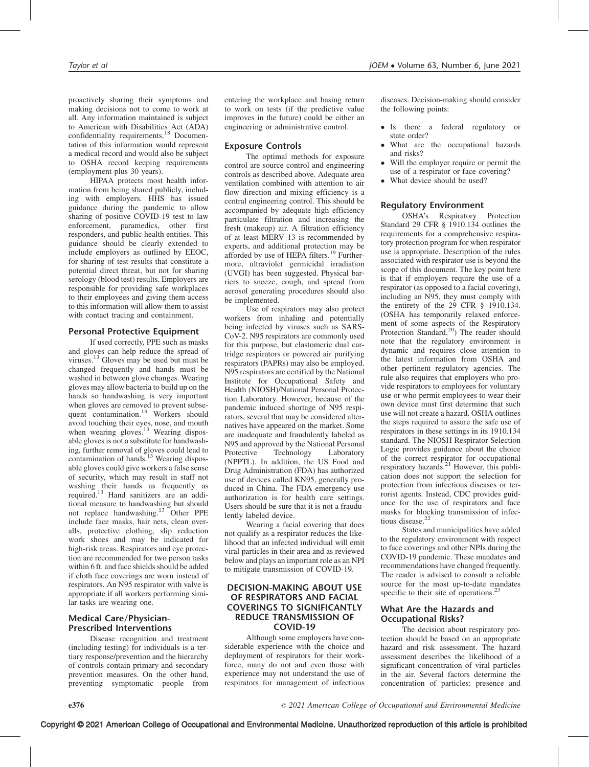proactively sharing their symptoms and making decisions not to come to work at all. Any information maintained is subject to American with Disabilities Act (ADA) confidentiality requirements.[18] Documentation of this information would represent a medical record and would also be subject to OSHA record keeping requirements (employment plus 30 years).

HIPAA protects most health information from being shared publicly, including with employers. HHS has issued guidance during the pandemic to allow sharing of positive COVID-19 test to law enforcement, paramedics, other first responders, and public health entities. This guidance should be clearly extended to include employers as outlined by EEOC, for sharing of test results that constitute a potential direct threat, but not for sharing serology (blood test) results. Employers are responsible for providing safe workplaces to their employees and giving them access to this information will allow them to assist with contact tracing and containment.

### Personal Protective Equipment

If used correctly, PPE such as masks and gloves can help reduce the spread of viruses.[13] Gloves may be used but must be changed frequently and hands must be washed in between glove changes. Wearing gloves may allow bacteria to build up on the hands so handwashing is very important when gloves are removed to prevent subsequent contamination.[13] Workers should avoid touching their eyes, nose, and mouth when wearing gloves.[13] Wearing disposable gloves is not a substitute for handwashing, further removal of gloves could lead to contamination of hands.[13] Wearing disposable gloves could give workers a false sense of security, which may result in staff not washing their hands as frequently as required.[13] Hand sanitizers are an additional measure to handwashing but should not replace handwashing.[13] Other PPE include face masks, hair nets, clean overalls, protective clothing, slip reduction work shoes and may be indicated for high-risk areas. Respirators and eye protection are recommended for two person tasks within 6 ft. and face shields should be added if cloth face coverings are worn instead of respirators. An N95 respirator with valve is appropriate if all workers performing similar tasks are wearing one.

### Medical Care/Physician-Prescribed Interventions

Disease recognition and treatment (including testing) for individuals is a tertiary response/prevention and the hierarchy of controls contain primary and secondary prevention measures. On the other hand, preventing symptomatic people from entering the workplace and basing return to work on tests (if the predictive value improves in the future) could be either an engineering or administrative control.

### Exposure Controls

The optimal methods for exposure control are source control and engineering controls as described above. Adequate area ventilation combined with attention to air flow direction and mixing efficiency is a central engineering control. This should be accompanied by adequate high efficiency particulate filtration and increasing the fresh (makeup) air. A filtration efficiency of at least MERV 13 is recommended by experts, and additional protection may be afforded by use of HEPA filters.[19] Furthermore, ultraviolet germicidal irradiation (UVGI) has been suggested. Physical barriers to sneeze, cough, and spread from aerosol generating procedures should also be implemented.

Use of respirators may also protect workers from inhaling and potentially being infected by viruses such as SARS-CoV-2. N95 respirators are commonly used for this purpose, but elastomeric dual cartridge respirators or powered air purifying respirators (PAPRs) may also be employed. N95 respirators are certified by the National Institute for Occupational Safety and Health (NIOSH)/National Personal Protection Laboratory. However, because of the pandemic induced shortage of N95 respirators, several that may be considered alternatives have appeared on the market. Some are inadequate and fraudulently labeled as N95 and approved by the National Personal Protective Technology Laboratory (NPPTL). In addition, the US Food and Drug Administration (FDA) has authorized use of devices called KN95, generally produced in China. The FDA emergency use authorization is for health care settings. Users should be sure that it is not a fraudulently labeled device.

Wearing a facial covering that does not qualify as a respirator reduces the likelihood that an infected individual will emit viral particles in their area and as reviewed below and plays an important role as an NPI to mitigate transmission of COVID-19.

## DECISION-MAKING ABOUT USE OF RESPIRATORS AND FACIAL COVERINGS TO SIGNIFICANTLY REDUCE TRANSMISSION OF COVID-19

Although some employers have considerable experience with the choice and deployment of respirators for their workforce, many do not and even those with experience may not understand the use of respirators for management of infectious diseases. Decision-making should consider the following points:

- Is there a federal regulatory or state order?
- What are the occupational hazards and risks?
- Will the employer require or permit the use of a respirator or face covering?
- What device should be used?

### Regulatory Environment

OSHA's Respiratory Protection Standard 29 CFR § 1910.134 outlines the requirements for a comprehensive respiratory protection program for when respirator use is appropriate. Description of the rules associated with respirator use is beyond the scope of this document. The key point here is that if employers require the use of a respirator (as opposed to a facial covering), including an N95, they must comply with the entirety of the 29 CFR § 1910.134. (OSHA has temporarily relaxed enforcement of some aspects of the Respiratory Protection Standard.[20]) The reader should note that the regulatory environment is dynamic and requires close attention to the latest information from OSHA and other pertinent regulatory agencies. The rule also requires that employers who provide respirators to employees for voluntary use or who permit employees to wear their own device must first determine that such use will not create a hazard. OSHA outlines the steps required to assure the safe use of respirators in these settings in its 1910.134 standard. The NIOSH Respirator Selection Logic provides guidance about the choice of the correct respirator for occupational respiratory hazards.[21] However, this publication does not support the selection for protection from infectious diseases or terrorist agents. Instead, CDC provides guidance for the use of respirators and face masks for blocking transmission of infectious disease.[22]

States and municipalities have added to the regulatory environment with respect to face coverings and other NPIs during the COVID-19 pandemic. These mandates and recommendations have changed frequently. The reader is advised to consult a reliable source for the most up-to-date mandates specific to their site of operations.[23]

### What Are the Hazards and Occupational Risks?

The decision about respiratory protection should be based on an appropriate hazard and risk assessment. The hazard assessment describes the likelihood of a significant concentration of viral particles in the air. Several factors determine the concentration of particles: presence and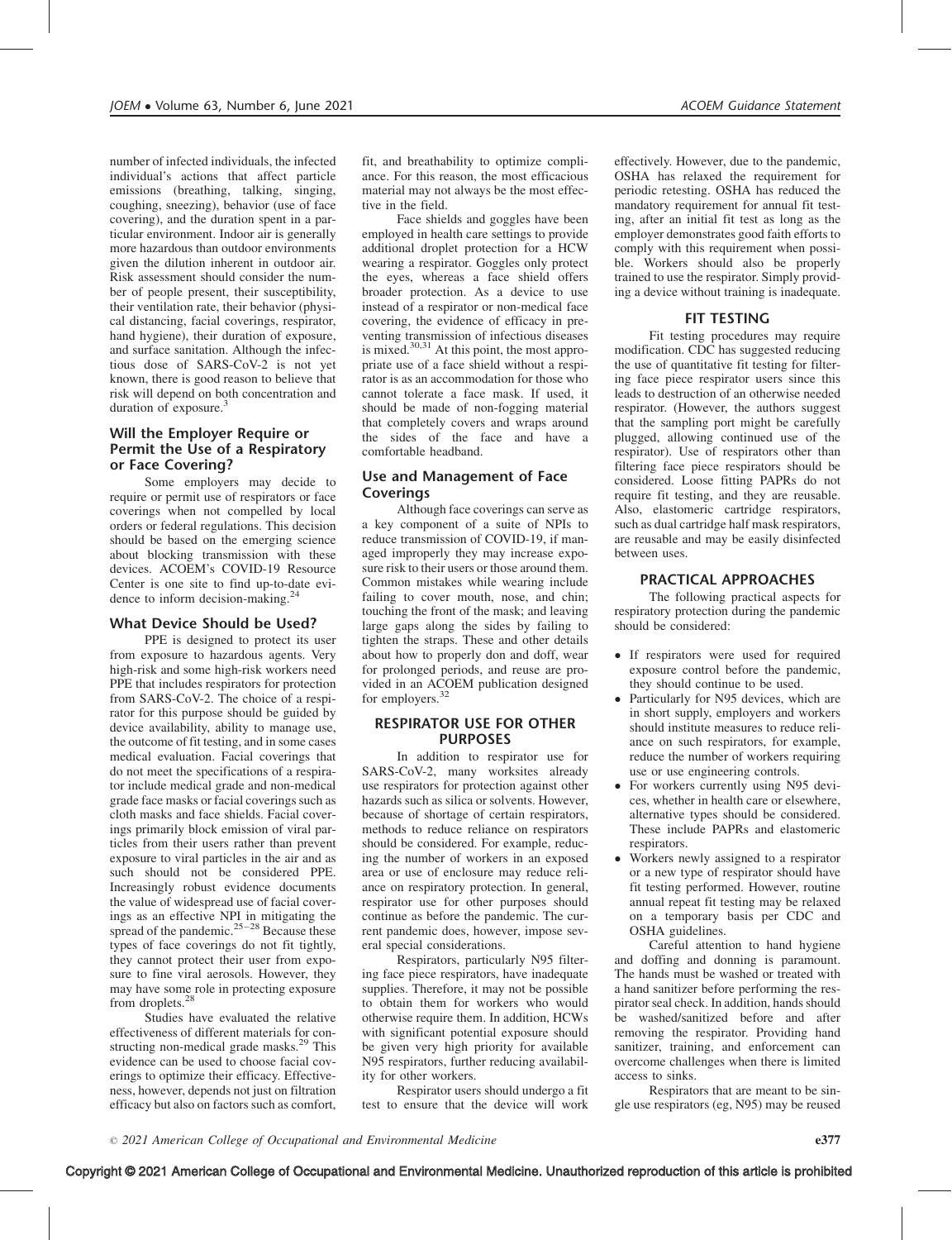number of infected individuals, the infected individual's actions that affect particle emissions (breathing, talking, singing, coughing, sneezing), behavior (use of face covering), and the duration spent in a particular environment. Indoor air is generally more hazardous than outdoor environments given the dilution inherent in outdoor air. Risk assessment should consider the number of people present, their susceptibility, their ventilation rate, their behavior (physical distancing, facial coverings, respirator, hand hygiene), their duration of exposure, and surface sanitation. Although the infectious dose of SARS-CoV-2 is not yet known, there is good reason to believe that risk will depend on both concentration and duration of exposure.[3]

### Will the Employer Require or Permit the Use of a Respiratory or Face Covering?

Some employers may decide to require or permit use of respirators or face coverings when not compelled by local orders or federal regulations. This decision should be based on the emerging science about blocking transmission with these devices. ACOEM's COVID-19 Resource Center is one site to find up-to-date evidence to inform decision-making.[24]

### What Device Should be Used?

PPE is designed to protect its user from exposure to hazardous agents. Very high-risk and some high-risk workers need PPE that includes respirators for protection from SARS-CoV-2. The choice of a respirator for this purpose should be guided by device availability, ability to manage use, the outcome of fit testing, and in some cases medical evaluation. Facial coverings that do not meet the specifications of a respirator include medical grade and non-medical grade face masks or facial coverings such as cloth masks and face shields. Facial coverings primarily block emission of viral particles from their users rather than prevent exposure to viral particles in the air and as such should not be considered PPE. Increasingly robust evidence documents the value of widespread use of facial coverings as an effective NPI in mitigating the spread of the pandemic.[25–28] Because these types of face coverings do not fit tightly, they cannot protect their user from exposure to fine viral aerosols. However, they may have some role in protecting exposure from droplets.[28]

Studies have evaluated the relative effectiveness of different materials for constructing non-medical grade masks.[29] This evidence can be used to choose facial coverings to optimize their efficacy. Effectiveness, however, depends not just on filtration efficacy but also on factors such as comfort, fit, and breathability to optimize compliance. For this reason, the most efficacious material may not always be the most effective in the field.

Face shields and goggles have been employed in health care settings to provide additional droplet protection for a HCW wearing a respirator. Goggles only protect the eyes, whereas a face shield offers broader protection. As a device to use instead of a respirator or non-medical face covering, the evidence of efficacy in preventing transmission of infectious diseases is mixed.[30,31] At this point, the most appropriate use of a face shield without a respirator is as an accommodation for those who cannot tolerate a face mask. If used, it should be made of non-fogging material that completely covers and wraps around the sides of the face and have a comfortable headband.

### Use and Management of Face Coverings

Although face coverings can serve as a key component of a suite of NPIs to reduce transmission of COVID-19, if managed improperly they may increase exposure risk to their users or those around them. Common mistakes while wearing include failing to cover mouth, nose, and chin; touching the front of the mask; and leaving large gaps along the sides by failing to tighten the straps. These and other details about how to properly don and doff, wear for prolonged periods, and reuse are provided in an ACOEM publication designed for employers.[32]

## RESPIRATOR USE FOR OTHER PURPOSES

In addition to respirator use for SARS-CoV-2, many worksites already use respirators for protection against other hazards such as silica or solvents. However, because of shortage of certain respirators, methods to reduce reliance on respirators should be considered. For example, reducing the number of workers in an exposed area or use of enclosure may reduce reliance on respiratory protection. In general, respirator use for other purposes should continue as before the pandemic. The current pandemic does, however, impose several special considerations.

Respirators, particularly N95 filtering face piece respirators, have inadequate supplies. Therefore, it may not be possible to obtain them for workers who would otherwise require them. In addition, HCWs with significant potential exposure should be given very high priority for available N95 respirators, further reducing availability for other workers.

Respirator users should undergo a fit test to ensure that the device will work effectively. However, due to the pandemic, OSHA has relaxed the requirement for periodic retesting. OSHA has reduced the mandatory requirement for annual fit testing, after an initial fit test as long as the employer demonstrates good faith efforts to comply with this requirement when possible. Workers should also be properly trained to use the respirator. Simply providing a device without training is inadequate.

## FIT TESTING

Fit testing procedures may require modification. CDC has suggested reducing the use of quantitative fit testing for filtering face piece respirator users since this leads to destruction of an otherwise needed respirator. (However, the authors suggest that the sampling port might be carefully plugged, allowing continued use of the respirator). Use of respirators other than filtering face piece respirators should be considered. Loose fitting PAPRs do not require fit testing, and they are reusable. Also, elastomeric cartridge respirators, such as dual cartridge half mask respirators, are reusable and may be easily disinfected between uses.

## PRACTICAL APPROACHES

The following practical aspects for respiratory protection during the pandemic should be considered:

- If respirators were used for required exposure control before the pandemic, they should continue to be used.
- Particularly for N95 devices, which are in short supply, employers and workers should institute measures to reduce reliance on such respirators, for example, reduce the number of workers requiring use or use engineering controls.
- For workers currently using N95 devices, whether in health care or elsewhere, alternative types should be considered. These include PAPRs and elastomeric respirators.
- Workers newly assigned to a respirator or a new type of respirator should have fit testing performed. However, routine annual repeat fit testing may be relaxed on a temporary basis per CDC and OSHA guidelines.

Careful attention to hand hygiene and doffing and donning is paramount. The hands must be washed or treated with a hand sanitizer before performing the respirator seal check. In addition, hands should be washed/sanitized before and after removing the respirator. Providing hand sanitizer, training, and enforcement can overcome challenges when there is limited access to sinks.

Respirators that are meant to be single use respirators (eg, N95) may be reused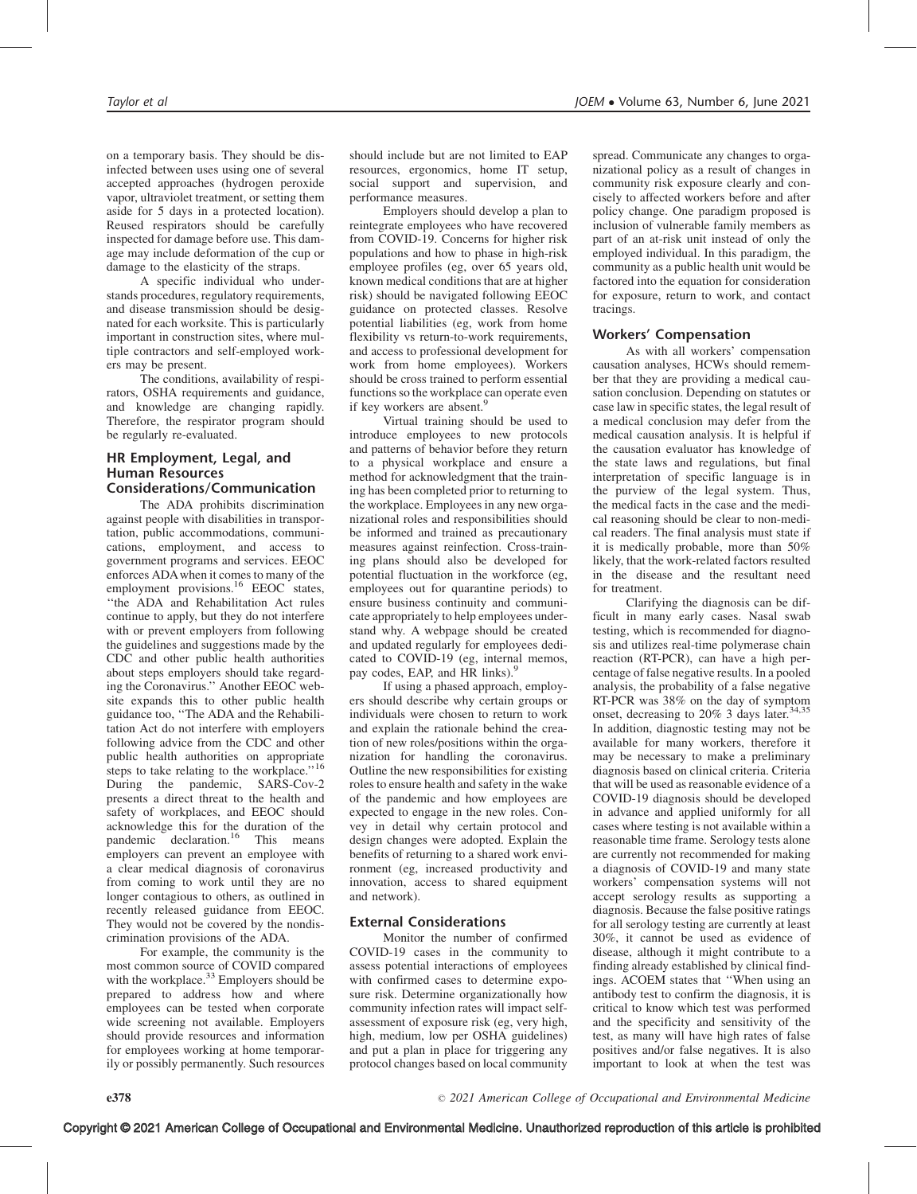on a temporary basis. They should be disinfected between uses using one of several accepted approaches (hydrogen peroxide vapor, ultraviolet treatment, or setting them aside for 5 days in a protected location). Reused respirators should be carefully inspected for damage before use. This damage may include deformation of the cup or damage to the elasticity of the straps.

A specific individual who understands procedures, regulatory requirements, and disease transmission should be designated for each worksite. This is particularly important in construction sites, where multiple contractors and self-employed workers may be present.

The conditions, availability of respirators, OSHA requirements and guidance, and knowledge are changing rapidly. Therefore, the respirator program should be regularly re-evaluated.

## HR Employment, Legal, and Human Resources Considerations/Communication

The ADA prohibits discrimination against people with disabilities in transportation, public accommodations, communications, employment, and access to government programs and services. EEOC enforces ADA when it comes to many of the employment provisions.[16] EEOC states, "the ADA and Rehabilitation Act rules continue to apply, but they do not interfere with or prevent employers from following the guidelines and suggestions made by the CDC and other public health authorities about steps employers should take regarding the Coronavirus." Another EEOC website expands this to other public health guidance too, "The ADA and the Rehabilitation Act do not interfere with employers following advice from the CDC and other public health authorities on appropriate steps to take relating to the workplace."[16] During the pandemic, SARS-Cov-2 presents a direct threat to the health and safety of workplaces, and EEOC should acknowledge this for the duration of the pandemic declaration.[16] This means employers can prevent an employee with a clear medical diagnosis of coronavirus from coming to work until they are no longer contagious to others, as outlined in recently released guidance from EEOC. They would not be covered by the nondiscrimination provisions of the ADA.

For example, the community is the most common source of COVID compared with the workplace.[33] Employers should be prepared to address how and where employees can be tested when corporate wide screening not available. Employers should provide resources and information for employees working at home temporarily or possibly permanently. Such resources should include but are not limited to EAP resources, ergonomics, home IT setup, social support and supervision, and performance measures.

Employers should develop a plan to reintegrate employees who have recovered from COVID-19. Concerns for higher risk populations and how to phase in high-risk employee profiles (eg, over 65 years old, known medical conditions that are at higher risk) should be navigated following EEOC guidance on protected classes. Resolve potential liabilities (eg, work from home flexibility vs return-to-work requirements, and access to professional development for work from home employees). Workers should be cross trained to perform essential functions so the workplace can operate even if key workers are absent.[9]

Virtual training should be used to introduce employees to new protocols and patterns of behavior before they return to a physical workplace and ensure a method for acknowledgment that the training has been completed prior to returning to the workplace. Employees in any new organizational roles and responsibilities should be informed and trained as precautionary measures against reinfection. Cross-training plans should also be developed for potential fluctuation in the workforce (eg, employees out for quarantine periods) to ensure business continuity and communicate appropriately to help employees understand why. A webpage should be created and updated regularly for employees dedicated to COVID-19 (eg, internal memos, pay codes, EAP, and HR links).[9]

If using a phased approach, employers should describe why certain groups or individuals were chosen to return to work and explain the rationale behind the creation of new roles/positions within the organization for handling the coronavirus. Outline the new responsibilities for existing roles to ensure health and safety in the wake of the pandemic and how employees are expected to engage in the new roles. Convey in detail why certain protocol and design changes were adopted. Explain the benefits of returning to a shared work environment (eg, increased productivity and innovation, access to shared equipment and network).

## External Considerations

Monitor the number of confirmed COVID-19 cases in the community to assess potential interactions of employees with confirmed cases to determine exposure risk. Determine organizationally how community infection rates will impact self-assessment of exposure risk (eg, very high, high, medium, low per OSHA guidelines) and put a plan in place for triggering any protocol changes based on local community spread. Communicate any changes to organizational policy as a result of changes in community risk exposure clearly and concisely to affected workers before and after policy change. One paradigm proposed is inclusion of vulnerable family members as part of an at-risk unit instead of only the employed individual. In this paradigm, the community as a public health unit would be factored into the equation for consideration for exposure, return to work, and contact tracings.

## Workers' Compensation

As with all workers' compensation causation analyses, HCWs should remember that they are providing a medical causation conclusion. Depending on statutes or case law in specific states, the legal result of a medical conclusion may defer from the medical causation analysis. It is helpful if the causation evaluator has knowledge of the state laws and regulations, but final interpretation of specific language is in the purview of the legal system. Thus, the medical facts in the case and the medical reasoning should be clear to non-medical readers. The final analysis must state if it is medically probable, more than 50% likely, that the work-related factors resulted in the disease and the resultant need for treatment.

Clarifying the diagnosis can be difficult in many early cases. Nasal swab testing, which is recommended for diagnosis and utilizes real-time polymerase chain reaction (RT-PCR), can have a high percentage of false negative results. In a pooled analysis, the probability of a false negative RT-PCR was 38% on the day of symptom onset, decreasing to 20% 3 days later.[34,35] In addition, diagnostic testing may not be available for many workers, therefore it may be necessary to make a preliminary diagnosis based on clinical criteria. Criteria that will be used as reasonable evidence of a COVID-19 diagnosis should be developed in advance and applied uniformly for all cases where testing is not available within a reasonable time frame. Serology tests alone are currently not recommended for making a diagnosis of COVID-19 and many state workers' compensation systems will not accept serology results as supporting a diagnosis. Because the false positive ratings for all serology testing are currently at least 30%, it cannot be used as evidence of disease, although it might contribute to a finding already established by clinical findings. ACOEM states that "When using an antibody test to confirm the diagnosis, it is critical to know which test was performed and the specificity and sensitivity of the test, as many will have high rates of false positives and/or false negatives. It is also important to look at when the test was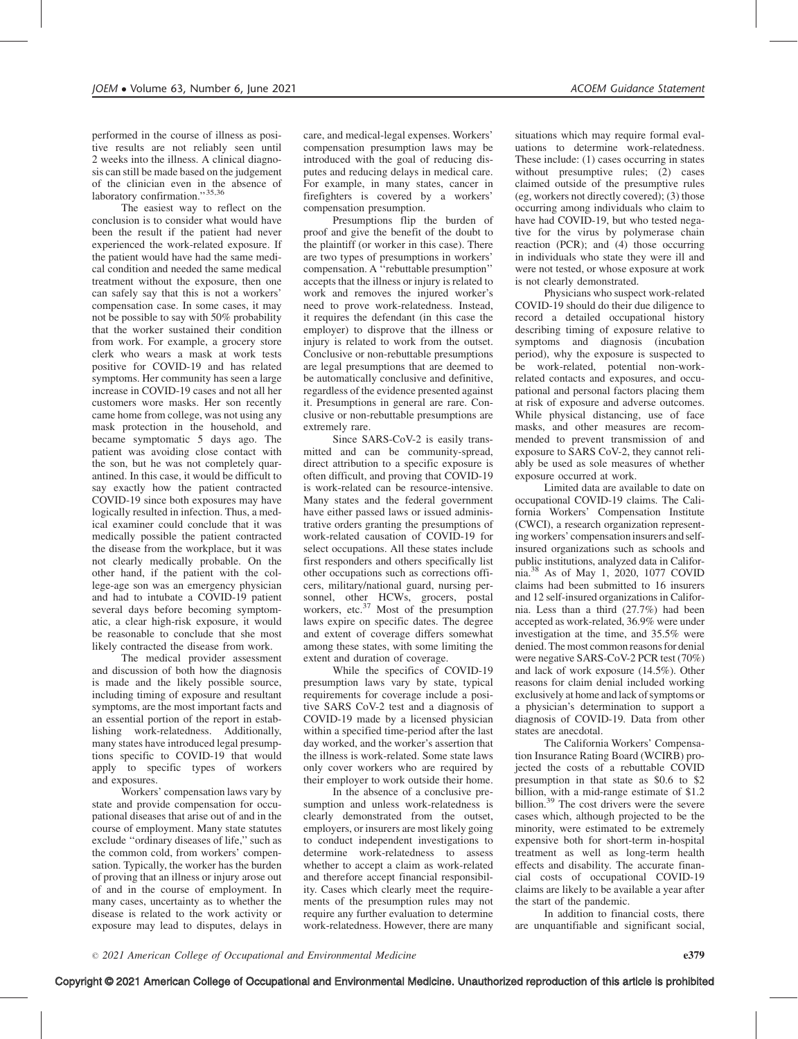performed in the course of illness as positive results are not reliably seen until 2 weeks into the illness. A clinical diagnosis can still be made based on the judgement of the clinician even in the absence of laboratory confirmation.''[35,36]

The easiest way to reflect on the conclusion is to consider what would have been the result if the patient had never experienced the work-related exposure. If the patient would have had the same medical condition and needed the same medical treatment without the exposure, then one can safely say that this is not a workers' compensation case. In some cases, it may not be possible to say with 50% probability that the worker sustained their condition from work. For example, a grocery store clerk who wears a mask at work tests positive for COVID-19 and has related symptoms. Her community has seen a large increase in COVID-19 cases and not all her customers wore masks. Her son recently came home from college, was not using any mask protection in the household, and became symptomatic 5 days ago. The patient was avoiding close contact with the son, but he was not completely quarantined. In this case, it would be difficult to say exactly how the patient contracted COVID-19 since both exposures may have logically resulted in infection. Thus, a medical examiner could conclude that it was medically possible the patient contracted the disease from the workplace, but it was not clearly medically probable. On the other hand, if the patient with the college-age son was an emergency physician and had to intubate a COVID-19 patient several days before becoming symptomatic, a clear high-risk exposure, it would be reasonable to conclude that she most likely contracted the disease from work.

The medical provider assessment and discussion of both how the diagnosis is made and the likely possible source, including timing of exposure and resultant symptoms, are the most important facts and an essential portion of the report in establishing work-relatedness. Additionally, many states have introduced legal presumptions specific to COVID-19 that would apply to specific types of workers and exposures.

Workers' compensation laws vary by state and provide compensation for occupational diseases that arise out of and in the course of employment. Many state statutes exclude ''ordinary diseases of life,'' such as the common cold, from workers' compensation. Typically, the worker has the burden of proving that an illness or injury arose out of and in the course of employment. In many cases, uncertainty as to whether the disease is related to the work activity or exposure may lead to disputes, delays in care, and medical-legal expenses. Workers' compensation presumption laws may be introduced with the goal of reducing disputes and reducing delays in medical care. For example, in many states, cancer in firefighters is covered by a workers' compensation presumption.

Presumptions flip the burden of proof and give the benefit of the doubt to the plaintiff (or worker in this case). There are two types of presumptions in workers' compensation. A ''rebuttable presumption'' accepts that the illness or injury is related to work and removes the injured worker's need to prove work-relatedness. Instead, it requires the defendant (in this case the employer) to disprove that the illness or injury is related to work from the outset. Conclusive or non-rebuttable presumptions are legal presumptions that are deemed to be automatically conclusive and definitive, regardless of the evidence presented against it. Presumptions in general are rare. Conclusive or non-rebuttable presumptions are extremely rare.

Since SARS-CoV-2 is easily transmitted and can be community-spread, direct attribution to a specific exposure is often difficult, and proving that COVID-19 is work-related can be resource-intensive. Many states and the federal government have either passed laws or issued administrative orders granting the presumptions of work-related causation of COVID-19 for select occupations. All these states include first responders and others specifically list other occupations such as corrections officers, military/national guard, nursing personnel, other HCWs, grocers, postal workers, etc.[37] Most of the presumption laws expire on specific dates. The degree and extent of coverage differs somewhat among these states, with some limiting the extent and duration of coverage.

While the specifics of COVID-19 presumption laws vary by state, typical requirements for coverage include a positive SARS CoV-2 test and a diagnosis of COVID-19 made by a licensed physician within a specified time-period after the last day worked, and the worker's assertion that the illness is work-related. Some state laws only cover workers who are required by their employer to work outside their home.

In the absence of a conclusive presumption and unless work-relatedness is clearly demonstrated from the outset, employers, or insurers are most likely going to conduct independent investigations to determine work-relatedness to assess whether to accept a claim as work-related and therefore accept financial responsibility. Cases which clearly meet the requirements of the presumption rules may not require any further evaluation to determine work-relatedness. However, there are many situations which may require formal evaluations to determine work-relatedness. These include: (1) cases occurring in states without presumptive rules; (2) cases claimed outside of the presumptive rules (eg, workers not directly covered); (3) those occurring among individuals who claim to have had COVID-19, but who tested negative for the virus by polymerase chain reaction (PCR); and (4) those occurring in individuals who state they were ill and were not tested, or whose exposure at work is not clearly demonstrated.

Physicians who suspect work-related COVID-19 should do their due diligence to record a detailed occupational history describing timing of exposure relative to symptoms and diagnosis (incubation period), why the exposure is suspected to be work-related, potential non-work-related contacts and exposures, and occupational and personal factors placing them at risk of exposure and adverse outcomes. While physical distancing, use of face masks, and other measures are recommended to prevent transmission of and exposure to SARS CoV-2, they cannot reliably be used as sole measures of whether exposure occurred at work.

Limited data are available to date on occupational COVID-19 claims. The California Workers' Compensation Institute (CWCI), a research organization representing workers' compensation insurers and self-insured organizations such as schools and public institutions, analyzed data in California.[38] As of May 1, 2020, 1077 COVID claims had been submitted to 16 insurers and 12 self-insured organizations in California. Less than a third (27.7%) had been accepted as work-related, 36.9% were under investigation at the time, and 35.5% were denied. The most common reasons for denial were negative SARS-CoV-2 PCR test (70%) and lack of work exposure (14.5%). Other reasons for claim denial included working exclusively at home and lack of symptoms or a physician's determination to support a diagnosis of COVID-19. Data from other states are anecdotal.

The California Workers' Compensation Insurance Rating Board (WCIRB) projected the costs of a rebuttable COVID presumption in that state as \$0.6 to \$2 billion, with a mid-range estimate of \$1.2 billion.[39] The cost drivers were the severe cases which, although projected to be the minority, were estimated to be extremely expensive both for short-term in-hospital treatment as well as long-term health effects and disability. The accurate financial costs of occupational COVID-19 claims are likely to be available a year after the start of the pandemic.

In addition to financial costs, there are unquantifiable and significant social,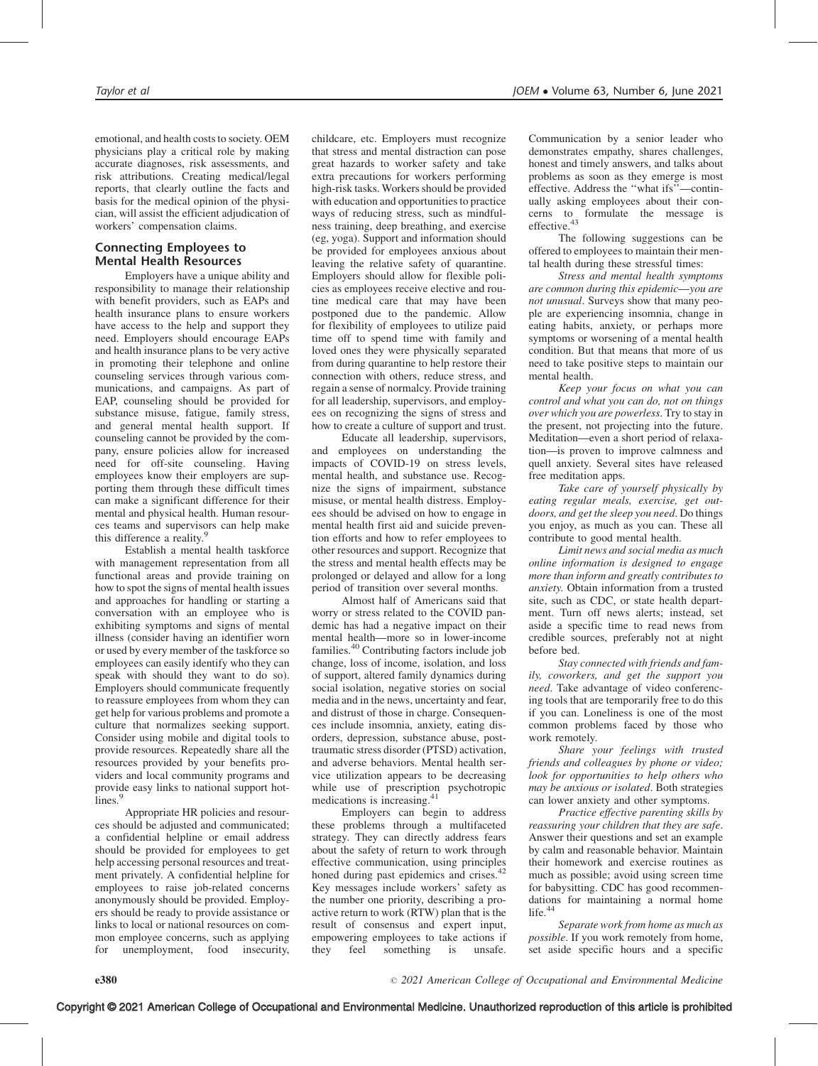emotional, and health costs to society. OEM physicians play a critical role by making accurate diagnoses, risk assessments, and risk attributions. Creating medical/legal reports, that clearly outline the facts and basis for the medical opinion of the physician, will assist the efficient adjudication of workers' compensation claims.

## Connecting Employees to Mental Health Resources

Employers have a unique ability and responsibility to manage their relationship with benefit providers, such as EAPs and health insurance plans to ensure workers have access to the help and support they need. Employers should encourage EAPs and health insurance plans to be very active in promoting their telephone and online counseling services through various communications, and campaigns. As part of EAP, counseling should be provided for substance misuse, fatigue, family stress, and general mental health support. If counseling cannot be provided by the company, ensure policies allow for increased need for off-site counseling. Having employees know their employers are supporting them through these difficult times can make a significant difference for their mental and physical health. Human resources teams and supervisors can help make this difference a reality.[9]

Establish a mental health taskforce with management representation from all functional areas and provide training on how to spot the signs of mental health issues and approaches for handling or starting a conversation with an employee who is exhibiting symptoms and signs of mental illness (consider having an identifier worn or used by every member of the taskforce so employees can easily identify who they can speak with should they want to do so). Employers should communicate frequently to reassure employees from whom they can get help for various problems and promote a culture that normalizes seeking support. Consider using mobile and digital tools to provide resources. Repeatedly share all the resources provided by your benefits providers and local community programs and provide easy links to national support hotlines.[9]

Appropriate HR policies and resources should be adjusted and communicated; a confidential helpline or email address should be provided for employees to get help accessing personal resources and treatment privately. A confidential helpline for employees to raise job-related concerns anonymously should be provided. Employers should be ready to provide assistance or links to local or national resources on common employee concerns, such as applying for unemployment, food insecurity, childcare, etc. Employers must recognize that stress and mental distraction can pose great hazards to worker safety and take extra precautions for workers performing high-risk tasks. Workers should be provided with education and opportunities to practice ways of reducing stress, such as mindfulness training, deep breathing, and exercise (eg, yoga). Support and information should be provided for employees anxious about leaving the relative safety of quarantine. Employers should allow for flexible policies as employees receive elective and routine medical care that may have been postponed due to the pandemic. Allow for flexibility of employees to utilize paid time off to spend time with family and loved ones they were physically separated from during quarantine to help restore their connection with others, reduce stress, and regain a sense of normalcy. Provide training for all leadership, supervisors, and employees on recognizing the signs of stress and how to create a culture of support and trust.

Educate all leadership, supervisors, and employees on understanding the impacts of COVID-19 on stress levels, mental health, and substance use. Recognize the signs of impairment, substance misuse, or mental health distress. Employees should be advised on how to engage in mental health first aid and suicide prevention efforts and how to refer employees to other resources and support. Recognize that the stress and mental health effects may be prolonged or delayed and allow for a long period of transition over several months.

Almost half of Americans said that worry or stress related to the COVID pandemic has had a negative impact on their mental health—more so in lower-income families.[40] Contributing factors include job change, loss of income, isolation, and loss of support, altered family dynamics during social isolation, negative stories on social media and in the news, uncertainty and fear, and distrust of those in charge. Consequences include insomnia, anxiety, eating disorders, depression, substance abuse, posttraumatic stress disorder (PTSD) activation, and adverse behaviors. Mental health service utilization appears to be decreasing while use of prescription psychotropic medications is increasing.[41]

Employers can begin to address these problems through a multifaceted strategy. They can directly address fears about the safety of return to work through effective communication, using principles honed during past epidemics and crises.[42] Key messages include workers' safety as the number one priority, describing a proactive return to work (RTW) plan that is the result of consensus and expert input, empowering employees to take actions if they feel something is unsafe. Communication by a senior leader who demonstrates empathy, shares challenges, honest and timely answers, and talks about problems as soon as they emerge is most effective. Address the "what ifs"—continually asking employees about their concerns to formulate the message is effective.[43]

The following suggestions can be offered to employees to maintain their mental health during these stressful times:

*Stress and mental health symptoms are common during this epidemic—you are not unusual*. Surveys show that many people are experiencing insomnia, change in eating habits, anxiety, or perhaps more symptoms or worsening of a mental health condition. But that means that more of us need to take positive steps to maintain our mental health.

*Keep your focus on what you can control and what you can do, not on things over which you are powerless*. Try to stay in the present, not projecting into the future. Meditation—even a short period of relaxation—is proven to improve calmness and quell anxiety. Several sites have released free meditation apps.

*Take care of yourself physically by eating regular meals, exercise, get outdoors, and get the sleep you need*. Do things you enjoy, as much as you can. These all contribute to good mental health.

*Limit news and social media as much online information is designed to engage more than inform and greatly contributes to anxiety.* Obtain information from a trusted site, such as CDC, or state health department. Turn off news alerts; instead, set aside a specific time to read news from credible sources, preferably not at night before bed.

*Stay connected with friends and family, coworkers, and get the support you need*. Take advantage of video conferencing tools that are temporarily free to do this if you can. Loneliness is one of the most common problems faced by those who work remotely.

*Share your feelings with trusted friends and colleagues by phone or video; look for opportunities to help others who may be anxious or isolated*. Both strategies can lower anxiety and other symptoms.

*Practice effective parenting skills by reassuring your children that they are safe*. Answer their questions and set an example by calm and reasonable behavior. Maintain their homework and exercise routines as much as possible; avoid using screen time for babysitting. CDC has good recommendations for maintaining a normal home life.[44]

*Separate work from home as much as possible*. If you work remotely from home, set aside specific hours and a specific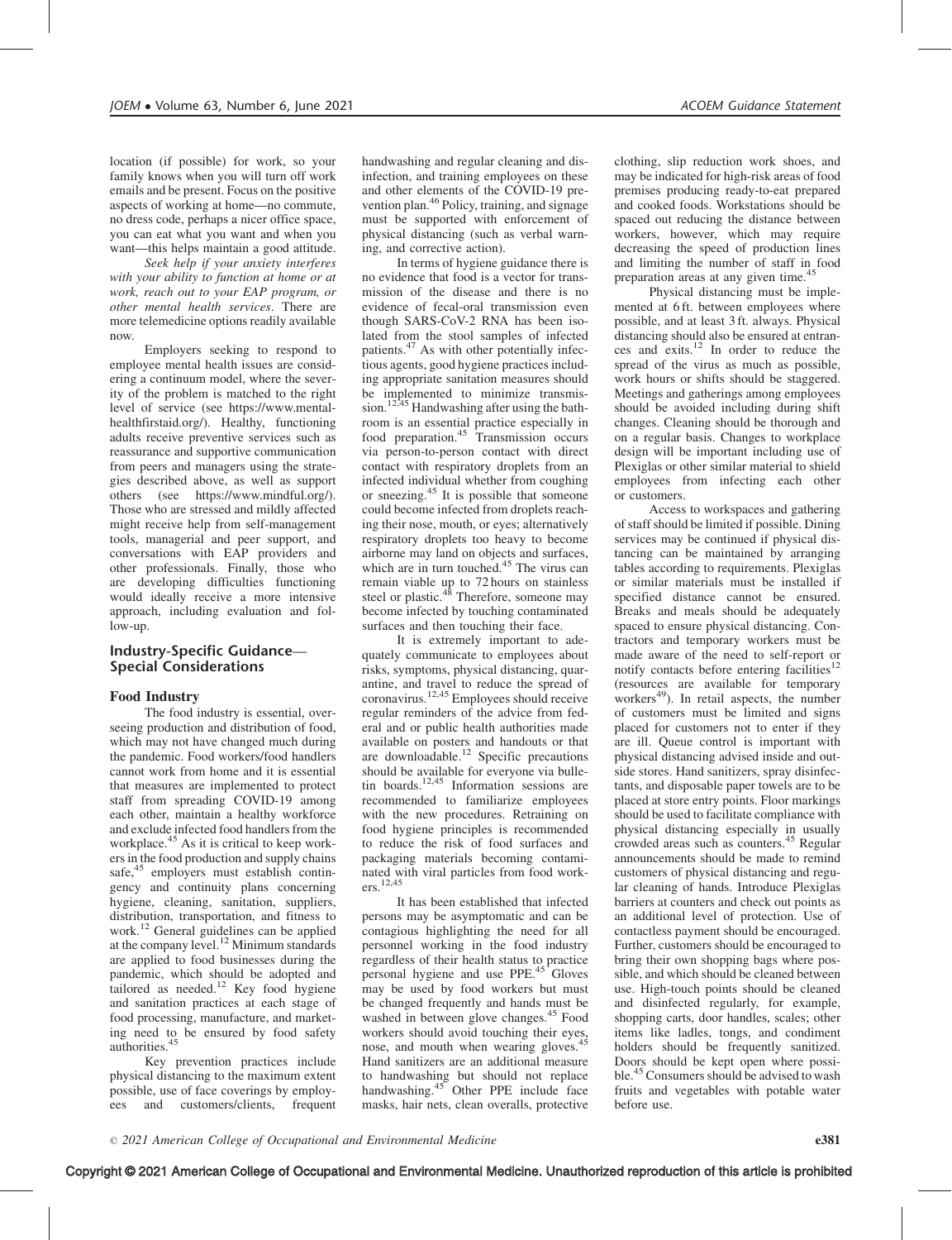location (if possible) for work, so your family knows when you will turn off work emails and be present. Focus on the positive aspects of working at home—no commute, no dress code, perhaps a nicer office space, you can eat what you want and when you want—this helps maintain a good attitude.

*Seek help if your anxiety interferes with your ability to function at home or at work, reach out to your EAP program, or other mental health services*. There are more telemedicine options readily available now.

Employers seeking to respond to employee mental health issues are considering a continuum model, where the severity of the problem is matched to the right level of service (see https://www.mentalhealthfirstaid.org/). Healthy, functioning adults receive preventive services such as reassurance and supportive communication from peers and managers using the strategies described above, as well as support others (see https://www.mindful.org/). Those who are stressed and mildly affected might receive help from self-management tools, managerial and peer support, and conversations with EAP providers and other professionals. Finally, those who are developing difficulties functioning would ideally receive a more intensive approach, including evaluation and follow-up.

## Industry-Specific Guidance—Special Considerations

### Food Industry

The food industry is essential, overseeing production and distribution of food, which may not have changed much during the pandemic. Food workers/food handlers cannot work from home and it is essential that measures are implemented to protect staff from spreading COVID-19 among each other, maintain a healthy workforce and exclude infected food handlers from the workplace.[45] As it is critical to keep workers in the food production and supply chains safe,[45] employers must establish contingency and continuity plans concerning hygiene, cleaning, sanitation, suppliers, distribution, transportation, and fitness to work.[12] General guidelines can be applied at the company level.[12] Minimum standards are applied to food businesses during the pandemic, which should be adopted and tailored as needed.[12] Key food hygiene and sanitation practices at each stage of food processing, manufacture, and marketing need to be ensured by food safety authorities.[45]

Key prevention practices include physical distancing to the maximum extent possible, use of face coverings by employees and customers/clients, frequent handwashing and regular cleaning and disinfection, and training employees on these and other elements of the COVID-19 prevention plan.[46] Policy, training, and signage must be supported with enforcement of physical distancing (such as verbal warning, and corrective action).

In terms of hygiene guidance there is no evidence that food is a vector for transmission of the disease and there is no evidence of fecal-oral transmission even though SARS-CoV-2 RNA has been isolated from the stool samples of infected patients.[47] As with other potentially infectious agents, good hygiene practices including appropriate sanitation measures should be implemented to minimize transmission.[12,45] Handwashing after using the bathroom is an essential practice especially in food preparation.[45] Transmission occurs via person-to-person contact with direct contact with respiratory droplets from an infected individual whether from coughing or sneezing.[45] It is possible that someone could become infected from droplets reaching their nose, mouth, or eyes; alternatively respiratory droplets too heavy to become airborne may land on objects and surfaces, which are in turn touched.[45] The virus can remain viable up to 72 hours on stainless steel or plastic.[48] Therefore, someone may become infected by touching contaminated surfaces and then touching their face.

It is extremely important to adequately communicate to employees about risks, symptoms, physical distancing, quarantine, and travel to reduce the spread of coronavirus.[12,45] Employees should receive regular reminders of the advice from federal and or public health authorities made available on posters and handouts or that are downloadable.[12] Specific precautions should be available for everyone via bulletin boards.[12,45] Information sessions are recommended to familiarize employees with the new procedures. Retraining on food hygiene principles is recommended to reduce the risk of food surfaces and packaging materials becoming contaminated with viral particles from food workers.[12,45]

It has been established that infected persons may be asymptomatic and can be contagious highlighting the need for all personnel working in the food industry regardless of their health status to practice personal hygiene and use PPE.[45] Gloves may be used by food workers but must be changed frequently and hands must be washed in between glove changes.[45] Food workers should avoid touching their eyes, nose, and mouth when wearing gloves.[45] Hand sanitizers are an additional measure to handwashing but should not replace handwashing.[45] Other PPE include face masks, hair nets, clean overalls, protective clothing, slip reduction work shoes, and may be indicated for high-risk areas of food premises producing ready-to-eat prepared and cooked foods. Workstations should be spaced out reducing the distance between workers, however, which may require decreasing the speed of production lines and limiting the number of staff in food preparation areas at any given time.[45]

Physical distancing must be implemented at 6 ft. between employees where possible, and at least 3 ft. always. Physical distancing should also be ensured at entrances and exits.[12] In order to reduce the spread of the virus as much as possible, work hours or shifts should be staggered. Meetings and gatherings among employees should be avoided including during shift changes. Cleaning should be thorough and on a regular basis. Changes to workplace design will be important including use of Plexiglas or other similar material to shield employees from infecting each other or customers.

Access to workspaces and gathering of staff should be limited if possible. Dining services may be continued if physical distancing can be maintained by arranging tables according to requirements. Plexiglas or similar materials must be installed if specified distance cannot be ensured. Breaks and meals should be adequately spaced to ensure physical distancing. Contractors and temporary workers must be made aware of the need to self-report or notify contacts before entering facilities[12] (resources are available for temporary workers[49]). In retail aspects, the number of customers must be limited and signs placed for customers not to enter if they are ill. Queue control is important with physical distancing advised inside and outside stores. Hand sanitizers, spray disinfectants, and disposable paper towels are to be placed at store entry points. Floor markings should be used to facilitate compliance with physical distancing especially in usually crowded areas such as counters.[45] Regular announcements should be made to remind customers of physical distancing and regular cleaning of hands. Introduce Plexiglas barriers at counters and check out points as an additional level of protection. Use of contactless payment should be encouraged. Further, customers should be encouraged to bring their own shopping bags where possible, and which should be cleaned between use. High-touch points should be cleaned and disinfected regularly, for example, shopping carts, door handles, scales; other items like ladles, tongs, and condiment holders should be frequently sanitized. Doors should be kept open where possible.[45] Consumers should be advised to wash fruits and vegetables with potable water before use.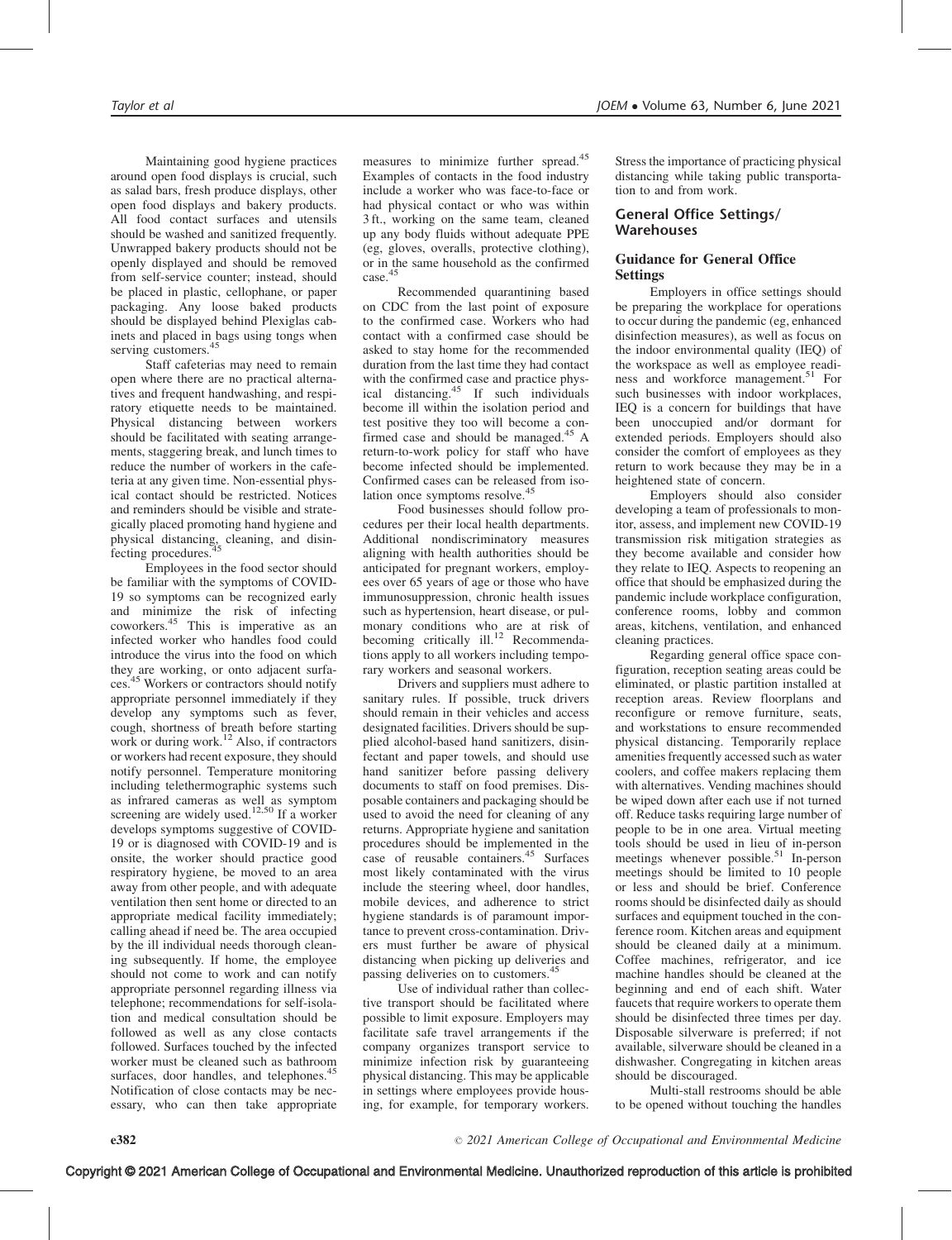Maintaining good hygiene practices around open food displays is crucial, such as salad bars, fresh produce displays, other open food displays and bakery products. All food contact surfaces and utensils should be washed and sanitized frequently. Unwrapped bakery products should not be openly displayed and should be removed from self-service counter; instead, should be placed in plastic, cellophane, or paper packaging. Any loose baked products should be displayed behind Plexiglas cabinets and placed in bags using tongs when serving customers.[45]

Staff cafeterias may need to remain open where there are no practical alternatives and frequent handwashing, and respiratory etiquette needs to be maintained. Physical distancing between workers should be facilitated with seating arrangements, staggering break, and lunch times to reduce the number of workers in the cafeteria at any given time. Non-essential physical contact should be restricted. Notices and reminders should be visible and strategically placed promoting hand hygiene and physical distancing, cleaning, and disinfecting procedures.[45]

Employees in the food sector should be familiar with the symptoms of COVID-19 so symptoms can be recognized early and minimize the risk of infecting coworkers.[45] This is imperative as an infected worker who handles food could introduce the virus into the food on which they are working, or onto adjacent surfaces.[45] Workers or contractors should notify appropriate personnel immediately if they develop any symptoms such as fever, cough, shortness of breath before starting work or during work.[12] Also, if contractors or workers had recent exposure, they should notify personnel. Temperature monitoring including telethermographic systems such as infrared cameras as well as symptom screening are widely used.[12,50] If a worker develops symptoms suggestive of COVID-19 or is diagnosed with COVID-19 and is onsite, the worker should practice good respiratory hygiene, be moved to an area away from other people, and with adequate ventilation then sent home or directed to an appropriate medical facility immediately; calling ahead if need be. The area occupied by the ill individual needs thorough cleaning subsequently. If home, the employee should not come to work and can notify appropriate personnel regarding illness via telephone; recommendations for self-isolation and medical consultation should be followed as well as any close contacts followed. Surfaces touched by the infected worker must be cleaned such as bathroom surfaces, door handles, and telephones.[45] Notification of close contacts may be necessary, who can then take appropriate measures to minimize further spread.[45] Examples of contacts in the food industry include a worker who was face-to-face or had physical contact or who was within 3 ft., working on the same team, cleaned up any body fluids without adequate PPE (eg, gloves, overalls, protective clothing), or in the same household as the confirmed case.[45]

Recommended quarantining based on CDC from the last point of exposure to the confirmed case. Workers who had contact with a confirmed case should be asked to stay home for the recommended duration from the last time they had contact with the confirmed case and practice physical distancing.[45] If such individuals become ill within the isolation period and test positive they too will become a confirmed case and should be managed.[45] A return-to-work policy for staff who have become infected should be implemented. Confirmed cases can be released from isolation once symptoms resolve.[45]

Food businesses should follow procedures per their local health departments. Additional nondiscriminatory measures aligning with health authorities should be anticipated for pregnant workers, employees over 65 years of age or those who have immunosuppression, chronic health issues such as hypertension, heart disease, or pulmonary conditions who are at risk of becoming critically ill.[12] Recommendations apply to all workers including temporary workers and seasonal workers.

Drivers and suppliers must adhere to sanitary rules. If possible, truck drivers should remain in their vehicles and access designated facilities. Drivers should be supplied alcohol-based hand sanitizers, disinfectant and paper towels, and should use hand sanitizer before passing delivery documents to staff on food premises. Disposable containers and packaging should be used to avoid the need for cleaning of any returns. Appropriate hygiene and sanitation procedures should be implemented in the case of reusable containers.[45] Surfaces most likely contaminated with the virus include the steering wheel, door handles, mobile devices, and adherence to strict hygiene standards is of paramount importance to prevent cross-contamination. Drivers must further be aware of physical distancing when picking up deliveries and passing deliveries on to customers.[45]

Use of individual rather than collective transport should be facilitated where possible to limit exposure. Employers may facilitate safe travel arrangements if the company organizes transport service to minimize infection risk by guaranteeing physical distancing. This may be applicable in settings where employees provide housing, for example, for temporary workers. Stress the importance of practicing physical distancing while taking public transportation to and from work.

## General Office Settings/Warehouses

### Guidance for General Office Settings

Employers in office settings should be preparing the workplace for operations to occur during the pandemic (eg, enhanced disinfection measures), as well as focus on the indoor environmental quality (IEQ) of the workspace as well as employee readiness and workforce management.[51] For such businesses with indoor workplaces, IEQ is a concern for buildings that have been unoccupied and/or dormant for extended periods. Employers should also consider the comfort of employees as they return to work because they may be in a heightened state of concern.

Employers should also consider developing a team of professionals to monitor, assess, and implement new COVID-19 transmission risk mitigation strategies as they become available and consider how they relate to IEQ. Aspects to reopening an office that should be emphasized during the pandemic include workplace configuration, conference rooms, lobby and common areas, kitchens, ventilation, and enhanced cleaning practices.

Regarding general office space configuration, reception seating areas could be eliminated, or plastic partition installed at reception areas. Review floorplans and reconfigure or remove furniture, seats, and workstations to ensure recommended physical distancing. Temporarily replace amenities frequently accessed such as water coolers, and coffee makers replacing them with alternatives. Vending machines should be wiped down after each use if not turned off. Reduce tasks requiring large number of people to be in one area. Virtual meeting tools should be used in lieu of in-person meetings whenever possible.[51] In-person meetings should be limited to 10 people or less and should be brief. Conference rooms should be disinfected daily as should surfaces and equipment touched in the conference room. Kitchen areas and equipment should be cleaned daily at a minimum. Coffee machines, refrigerator, and ice machine handles should be cleaned at the beginning and end of each shift. Water faucets that require workers to operate them should be disinfected three times per day. Disposable silverware is preferred; if not available, silverware should be cleaned in a dishwasher. Congregating in kitchen areas should be discouraged.

Multi-stall restrooms should be able to be opened without touching the handles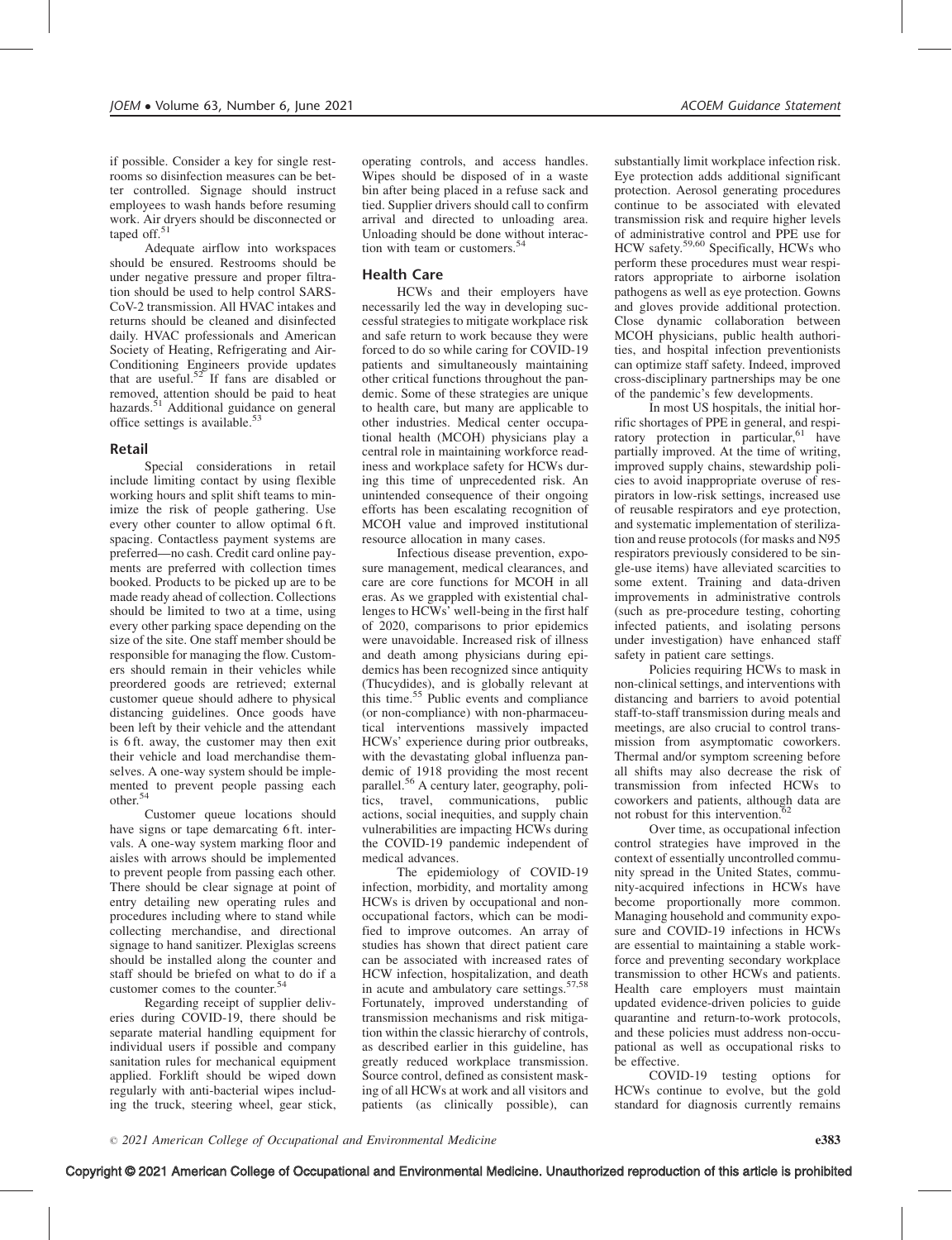if possible. Consider a key for single restrooms so disinfection measures can be better controlled. Signage should instruct employees to wash hands before resuming work. Air dryers should be disconnected or taped off.[51]

Adequate airflow into workspaces should be ensured. Restrooms should be under negative pressure and proper filtration should be used to help control SARS-CoV-2 transmission. All HVAC intakes and returns should be cleaned and disinfected daily. HVAC professionals and American Society of Heating, Refrigerating and Air-Conditioning Engineers provide updates that are useful.[52] If fans are disabled or removed, attention should be paid to heat hazards.[51] Additional guidance on general office settings is available.[53]

## Retail

Special considerations in retail include limiting contact by using flexible working hours and split shift teams to minimize the risk of people gathering. Use every other counter to allow optimal 6 ft. spacing. Contactless payment systems are preferred—no cash. Credit card online payments are preferred with collection times booked. Products to be picked up are to be made ready ahead of collection. Collections should be limited to two at a time, using every other parking space depending on the size of the site. One staff member should be responsible for managing the flow. Customers should remain in their vehicles while preordered goods are retrieved; external customer queue should adhere to physical distancing guidelines. Once goods have been left by their vehicle and the attendant is 6 ft. away, the customer may then exit their vehicle and load merchandise themselves. A one-way system should be implemented to prevent people passing each other.[54]

Customer queue locations should have signs or tape demarcating 6 ft. intervals. A one-way system marking floor and aisles with arrows should be implemented to prevent people from passing each other. There should be clear signage at point of entry detailing new operating rules and procedures including where to stand while collecting merchandise, and directional signage to hand sanitizer. Plexiglas screens should be installed along the counter and staff should be briefed on what to do if a customer comes to the counter.[54]

Regarding receipt of supplier deliveries during COVID-19, there should be separate material handling equipment for individual users if possible and company sanitation rules for mechanical equipment applied. Forklift should be wiped down regularly with anti-bacterial wipes including the truck, steering wheel, gear stick, operating controls, and access handles. Wipes should be disposed of in a waste bin after being placed in a refuse sack and tied. Supplier drivers should call to confirm arrival and directed to unloading area. Unloading should be done without interaction with team or customers.[54]

## Health Care

HCWs and their employers have necessarily led the way in developing successful strategies to mitigate workplace risk and safe return to work because they were forced to do so while caring for COVID-19 patients and simultaneously maintaining other critical functions throughout the pandemic. Some of these strategies are unique to health care, but many are applicable to other industries. Medical center occupational health (MCOH) physicians play a central role in maintaining workforce readiness and workplace safety for HCWs during this time of unprecedented risk. An unintended consequence of their ongoing efforts has been escalating recognition of MCOH value and improved institutional resource allocation in many cases.

Infectious disease prevention, exposure management, medical clearances, and care are core functions for MCOH in all eras. As we grappled with existential challenges to HCWs' well-being in the first half of 2020, comparisons to prior epidemics were unavoidable. Increased risk of illness and death among physicians during epidemics has been recognized since antiquity (Thucydides), and is globally relevant at this time.[55] Public events and compliance (or non-compliance) with non-pharmaceutical interventions massively impacted HCWs' experience during prior outbreaks, with the devastating global influenza pandemic of 1918 providing the most recent parallel.[56] A century later, geography, politics, travel, communications, public actions, social inequities, and supply chain vulnerabilities are impacting HCWs during the COVID-19 pandemic independent of medical advances.

The epidemiology of COVID-19 infection, morbidity, and mortality among HCWs is driven by occupational and non-occupational factors, which can be modified to improve outcomes. An array of studies has shown that direct patient care can be associated with increased rates of HCW infection, hospitalization, and death in acute and ambulatory care settings.[57,58] Fortunately, improved understanding of transmission mechanisms and risk mitigation within the classic hierarchy of controls, as described earlier in this guideline, has greatly reduced workplace transmission. Source control, defined as consistent masking of all HCWs at work and all visitors and patients (as clinically possible), can substantially limit workplace infection risk. Eye protection adds additional significant protection. Aerosol generating procedures continue to be associated with elevated transmission risk and require higher levels of administrative control and PPE use for HCW safety.[59,60] Specifically, HCWs who perform these procedures must wear respirators appropriate to airborne isolation pathogens as well as eye protection. Gowns and gloves provide additional protection. Close dynamic collaboration between MCOH physicians, public health authorities, and hospital infection preventionists can optimize staff safety. Indeed, improved cross-disciplinary partnerships may be one of the pandemic's few developments.

In most US hospitals, the initial horrific shortages of PPE in general, and respiratory protection in particular,[61] have partially improved. At the time of writing, improved supply chains, stewardship policies to avoid inappropriate overuse of respirators in low-risk settings, increased use of reusable respirators and eye protection, and systematic implementation of sterilization and reuse protocols (for masks and N95 respirators previously considered to be single-use items) have alleviated scarcities to some extent. Training and data-driven improvements in administrative controls (such as pre-procedure testing, cohorting infected patients, and isolating persons under investigation) have enhanced staff safety in patient care settings.

Policies requiring HCWs to mask in non-clinical settings, and interventions with distancing and barriers to avoid potential staff-to-staff transmission during meals and meetings, are also crucial to control transmission from asymptomatic coworkers. Thermal and/or symptom screening before all shifts may also decrease the risk of transmission from infected HCWs to coworkers and patients, although data are not robust for this intervention.[62]

Over time, as occupational infection control strategies have improved in the context of essentially uncontrolled community spread in the United States, community-acquired infections in HCWs have become proportionally more common. Managing household and community exposure and COVID-19 infections in HCWs are essential to maintaining a stable workforce and preventing secondary workplace transmission to other HCWs and patients. Health care employers must maintain updated evidence-driven policies to guide quarantine and return-to-work protocols, and these policies must address non-occupational as well as occupational risks to be effective.

COVID-19 testing options for HCWs continue to evolve, but the gold standard for diagnosis currently remains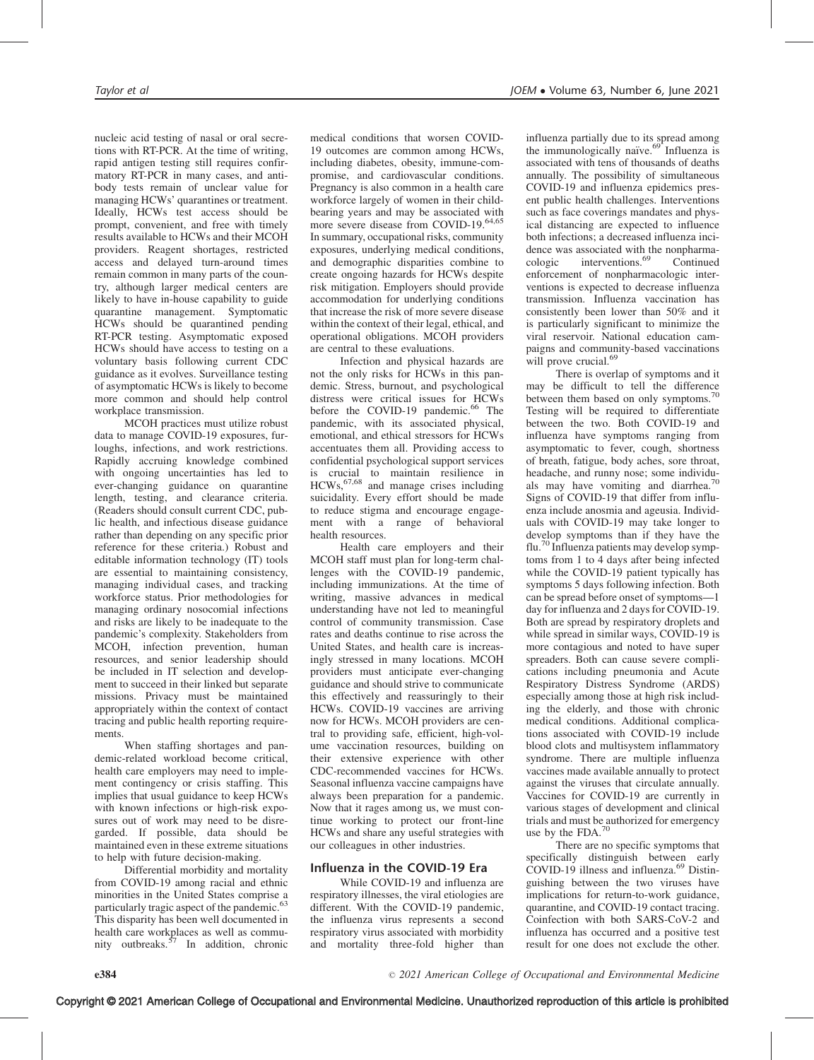nucleic acid testing of nasal or oral secretions with RT-PCR. At the time of writing, rapid antigen testing still requires confirmatory RT-PCR in many cases, and antibody tests remain of unclear value for managing HCWs' quarantines or treatment. Ideally, HCWs test access should be prompt, convenient, and free with timely results available to HCWs and their MCOH providers. Reagent shortages, restricted access and delayed turn-around times remain common in many parts of the country, although larger medical centers are likely to have in-house capability to guide quarantine management. Symptomatic HCWs should be quarantined pending RT-PCR testing. Asymptomatic exposed HCWs should have access to testing on a voluntary basis following current CDC guidance as it evolves. Surveillance testing of asymptomatic HCWs is likely to become more common and should help control workplace transmission.

MCOH practices must utilize robust data to manage COVID-19 exposures, furloughs, infections, and work restrictions. Rapidly accruing knowledge combined with ongoing uncertainties has led to ever-changing guidance on quarantine length, testing, and clearance criteria. (Readers should consult current CDC, public health, and infectious disease guidance rather than depending on any specific prior reference for these criteria.) Robust and editable information technology (IT) tools are essential to maintaining consistency, managing individual cases, and tracking workforce status. Prior methodologies for managing ordinary nosocomial infections and risks are likely to be inadequate to the pandemic's complexity. Stakeholders from MCOH, infection prevention, human resources, and senior leadership should be included in IT selection and development to succeed in their linked but separate missions. Privacy must be maintained appropriately within the context of contact tracing and public health reporting requirements.

When staffing shortages and pandemic-related workload become critical, health care employers may need to implement contingency or crisis staffing. This implies that usual guidance to keep HCWs with known infections or high-risk exposures out of work may need to be disregarded. If possible, data should be maintained even in these extreme situations to help with future decision-making.

Differential morbidity and mortality from COVID-19 among racial and ethnic minorities in the United States comprise a particularly tragic aspect of the pandemic.[63] This disparity has been well documented in health care workplaces as well as community outbreaks.[57] In addition, chronic medical conditions that worsen COVID-19 outcomes are common among HCWs, including diabetes, obesity, immune-compromise, and cardiovascular conditions. Pregnancy is also common in a health care workforce largely of women in their child-bearing years and may be associated with more severe disease from COVID-19.[64,65] In summary, occupational risks, community exposures, underlying medical conditions, and demographic disparities combine to create ongoing hazards for HCWs despite risk mitigation. Employers should provide accommodation for underlying conditions that increase the risk of more severe disease within the context of their legal, ethical, and operational obligations. MCOH providers are central to these evaluations.

Infection and physical hazards are not the only risks for HCWs in this pandemic. Stress, burnout, and psychological distress were critical issues for HCWs before the COVID-19 pandemic.[66] The pandemic, with its associated physical, emotional, and ethical stressors for HCWs accentuates them all. Providing access to confidential psychological support services is crucial to maintain resilience in HCWs,[67,68] and manage crises including suicidality. Every effort should be made to reduce stigma and encourage engagement with a range of behavioral health resources.

Health care employers and their MCOH staff must plan for long-term challenges with the COVID-19 pandemic, including immunizations. At the time of writing, massive advances in medical understanding have not led to meaningful control of community transmission. Case rates and deaths continue to rise across the United States, and health care is increasingly stressed in many locations. MCOH providers must anticipate ever-changing guidance and should strive to communicate this effectively and reassuringly to their HCWs. COVID-19 vaccines are arriving now for HCWs. MCOH providers are central to providing safe, efficient, high-volume vaccination resources, building on their extensive experience with other CDC-recommended vaccines for HCWs. Seasonal influenza vaccine campaigns have always been preparation for a pandemic. Now that it rages among us, we must continue working to protect our front-line HCWs and share any useful strategies with our colleagues in other industries.

## Influenza in the COVID-19 Era

While COVID-19 and influenza are respiratory illnesses, the viral etiologies are different. With the COVID-19 pandemic, the influenza virus represents a second respiratory virus associated with morbidity and mortality three-fold higher than influenza partially due to its spread among the immunologically naïve.[69] Influenza is associated with tens of thousands of deaths annually. The possibility of simultaneous COVID-19 and influenza epidemics present public health challenges. Interventions such as face coverings mandates and physical distancing are expected to influence both infections; a decreased influenza incidence was associated with the nonpharmacologic interventions.[69] Continued enforcement of nonpharmacologic interventions is expected to decrease influenza transmission. Influenza vaccination has consistently been lower than 50% and it is particularly significant to minimize the viral reservoir. National education campaigns and community-based vaccinations will prove crucial.[69]

There is overlap of symptoms and it may be difficult to tell the difference between them based on only symptoms.[70] Testing will be required to differentiate between the two. Both COVID-19 and influenza have symptoms ranging from asymptomatic to fever, cough, shortness of breath, fatigue, body aches, sore throat, headache, and runny nose; some individuals may have vomiting and diarrhea.[70] Signs of COVID-19 that differ from influenza include anosmia and ageusia. Individuals with COVID-19 may take longer to develop symptoms than if they have the flu.[70] Influenza patients may develop symptoms from 1 to 4 days after being infected while the COVID-19 patient typically has symptoms 5 days following infection. Both can be spread before onset of symptoms—1 day for influenza and 2 days for COVID-19. Both are spread by respiratory droplets and while spread in similar ways, COVID-19 is more contagious and noted to have super spreaders. Both can cause severe complications including pneumonia and Acute Respiratory Distress Syndrome (ARDS) especially among those at high risk including the elderly, and those with chronic medical conditions. Additional complications associated with COVID-19 include blood clots and multisystem inflammatory syndrome. There are multiple influenza vaccines made available annually to protect against the viruses that circulate annually. Vaccines for COVID-19 are currently in various stages of development and clinical trials and must be authorized for emergency use by the FDA.[70]

There are no specific symptoms that specifically distinguish between early COVID-19 illness and influenza.[69] Distinguishing between the two viruses have implications for return-to-work guidance, quarantine, and COVID-19 contact tracing. Coinfection with both SARS-CoV-2 and influenza has occurred and a positive test result for one does not exclude the other.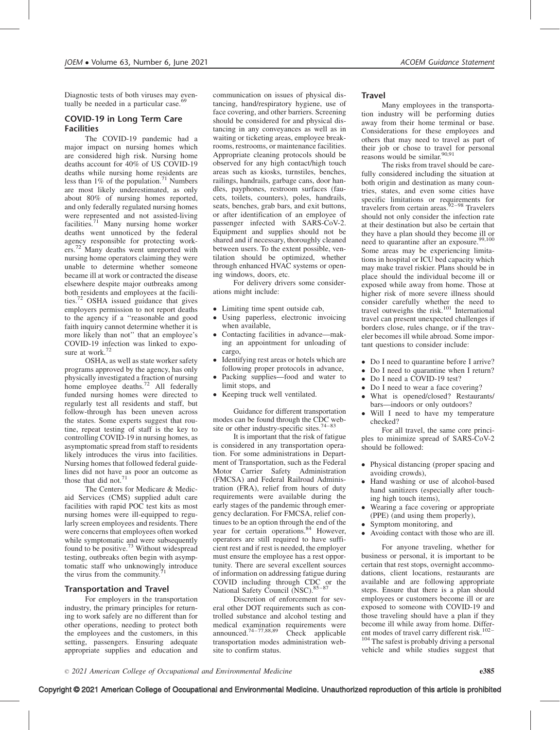Diagnostic tests of both viruses may eventually be needed in a particular case.[69]

## COVID-19 in Long Term Care Facilities

The COVID-19 pandemic had a major impact on nursing homes which are considered high risk. Nursing home deaths account for 40% of US COVID-19 deaths while nursing home residents are less than 1% of the population.[71] Numbers are most likely underestimated, as only about 80% of nursing homes reported, and only federally regulated nursing homes were represented and not assisted-living facilities.[71] Many nursing home worker deaths went unnoticed by the federal agency responsible for protecting workers.[72] Many deaths went unreported with nursing home operators claiming they were unable to determine whether someone became ill at work or contracted the disease elsewhere despite major outbreaks among both residents and employees at the facilities.[72] OSHA issued guidance that gives employers permission to not report deaths to the agency if a "reasonable and good faith inquiry cannot determine whether it is more likely than not" that an employee's COVID-19 infection was linked to exposure at work.[72]

OSHA, as well as state worker safety programs approved by the agency, has only physically investigated a fraction of nursing home employee deaths.[72] All federally funded nursing homes were directed to regularly test all residents and staff, but follow-through has been uneven across the states. Some experts suggest that routine, repeat testing of staff is the key to controlling COVID-19 in nursing homes, as asymptomatic spread from staff to residents likely introduces the virus into facilities. Nursing homes that followed federal guidelines did not have as poor an outcome as those that did not.[71]

The Centers for Medicare & Medicaid Services (CMS) supplied adult care facilities with rapid POC test kits as most nursing homes were ill-equipped to regularly screen employees and residents. There were concerns that employees often worked while symptomatic and were subsequently found to be positive.[73] Without widespread testing, outbreaks often begin with asymptomatic staff who unknowingly introduce the virus from the community.[71]

## Transportation and Travel

For employers in the transportation industry, the primary principles for returning to work safely are no different than for other operations, needing to protect both the employees and the customers, in this setting, passengers. Ensuring adequate appropriate supplies and education and communication on issues of physical distancing, hand/respiratory hygiene, use of face covering, and other barriers. Screening should be considered for and physical distancing in any conveyances as well as in waiting or ticketing areas, employee breakrooms, restrooms, or maintenance facilities. Appropriate cleaning protocols should be observed for any high contact/high touch areas such as kiosks, turnstiles, benches, railings, handrails, garbage cans, door handles, payphones, restroom surfaces (faucets, toilets, counters), poles, handrails, seats, benches, grab bars, and exit buttons, or after identification of an employee of passenger infected with SARS-CoV-2. Equipment and supplies should not be shared and if necessary, thoroughly cleaned between users. To the extent possible, ventilation should be optimized, whether through enhanced HVAC systems or opening windows, doors, etc.

For delivery drivers some considerations might include:

- Limiting time spent outside cab,
- Using paperless, electronic invoicing when available,
- Contacting facilities in advance—making an appointment for unloading of cargo,
- Identifying rest areas or hotels which are following proper protocols in advance,
- Packing supplies—food and water to limit stops, and
- Keeping truck well ventilated.

Guidance for different transportation modes can be found through the CDC website or other industry-specific sites.[74–83]

It is important that the risk of fatigue is considered in any transportation operation. For some administrations in Department of Transportation, such as the Federal Motor Carrier Safety Administration (FMCSA) and Federal Railroad Administration (FRA), relief from hours of duty requirements were available during the early stages of the pandemic through emergency declaration. For FMCSA, relief continues to be an option through the end of the year for certain operations.[84] However, operators are still required to have sufficient rest and if rest is needed, the employer must ensure the employee has a rest opportunity. There are several excellent sources of information on addressing fatigue during COVID including through CDC or the National Safety Council (NSC).[85–87]

Discretion of enforcement for several other DOT requirements such as controlled substance and alcohol testing and medical examination requirements were announced.[74–77,88,89] Check applicable transportation modes administration website to confirm status.

### Travel

Many employees in the transportation industry will be performing duties away from their home terminal or base. Considerations for these employees and others that may need to travel as part of their job or chose to travel for personal reasons would be similar.[90,91]

The risks from travel should be carefully considered including the situation at both origin and destination as many countries, states, and even some cities have specific limitations or requirements for travelers from certain areas.[92–98] Travelers should not only consider the infection rate at their destination but also be certain that they have a plan should they become ill or need to quarantine after an exposure.[99,100] Some areas may be experiencing limitations in hospital or ICU bed capacity which may make travel riskier. Plans should be in place should the individual become ill or exposed while away from home. Those at higher risk of more severe illness should consider carefully whether the need to travel outweighs the risk.[101] International travel can present unexpected challenges if borders close, rules change, or if the traveler becomes ill while abroad. Some important questions to consider include:

- Do I need to quarantine before I arrive?
- Do I need to quarantine when I return?
- Do I need a COVID-19 test?
- Do I need to wear a face covering?
- What is opened/closed? Restaurants/bars—indoors or only outdoors?
- Will I need to have my temperature checked?

For all travel, the same core principles to minimize spread of SARS-CoV-2 should be followed:

- Physical distancing (proper spacing and avoiding crowds),
- Hand washing or use of alcohol-based hand sanitizers (especially after touching high touch items),
- Wearing a face covering or appropriate (PPE) (and using them properly),
- Symptom monitoring, and
- Avoiding contact with those who are ill.

For anyone traveling, whether for business or personal, it is important to be certain that rest stops, overnight accommodations, client locations, restaurants are available and are following appropriate steps. Ensure that there is a plan should employees or customers become ill or are exposed to someone with COVID-19 and those traveling should have a plan if they become ill while away from home. Different modes of travel carry different risk.[102–104] The safest is probably driving a personal vehicle and while studies suggest that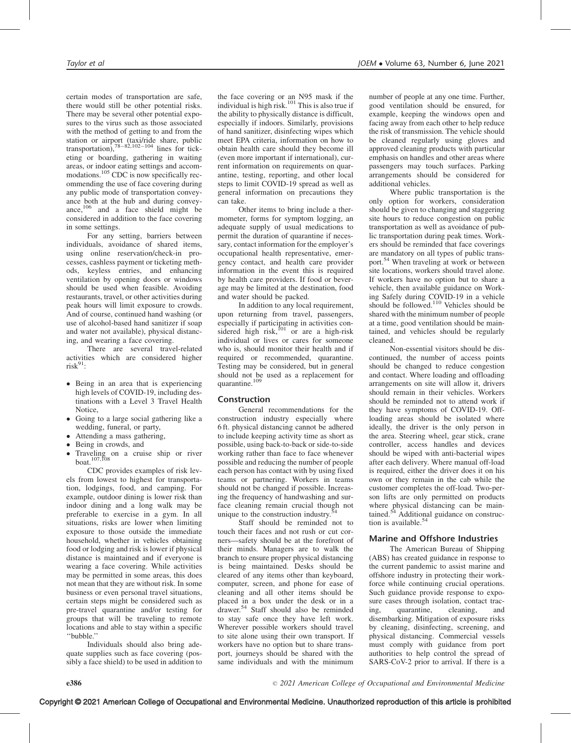certain modes of transportation are safe, there would still be other potential risks. There may be several other potential exposures to the virus such as those associated with the method of getting to and from the station or airport (taxi/ride share, public transportation),[78–82,102–104] lines for ticketing or boarding, gathering in waiting areas, or indoor eating settings and accommodations.[105] CDC is now specifically recommending the use of face covering during any public mode of transportation conveyance both at the hub and during conveyance,[106] and a face shield might be considered in addition to the face covering in some settings.

For any setting, barriers between individuals, avoidance of shared items, using online reservation/check-in processes, cashless payment or ticketing methods, keyless entries, and enhancing ventilation by opening doors or windows should be used when feasible. Avoiding restaurants, travel, or other activities during peak hours will limit exposure to crowds. And of course, continued hand washing (or use of alcohol-based hand sanitizer if soap and water not available), physical distancing, and wearing a face covering.

There are several travel-related activities which are considered higher risk[91]:

- Being in an area that is experiencing high levels of COVID-19, including destinations with a Level 3 Travel Health Notice,
- Going to a large social gathering like a wedding, funeral, or party,
- Attending a mass gathering,
- Being in crowds, and
- Traveling on a cruise ship or river boat.[107,108]

CDC provides examples of risk levels from lowest to highest for transportation, lodgings, food, and camping. For example, outdoor dining is lower risk than indoor dining and a long walk may be preferable to exercise in a gym. In all situations, risks are lower when limiting exposure to those outside the immediate household, whether in vehicles obtaining food or lodging and risk is lower if physical distance is maintained and if everyone is wearing a face covering. While activities may be permitted in some areas, this does not mean that they are without risk. In some business or even personal travel situations, certain steps might be considered such as pre-travel quarantine and/or testing for groups that will be traveling to remote locations and able to stay within a specific ''bubble.''

Individuals should also bring adequate supplies such as face covering (possibly a face shield) to be used in addition to the face covering or an N95 mask if the individual is high risk.[101] This is also true if the ability to physically distance is difficult, especially if indoors. Similarly, provisions of hand sanitizer, disinfecting wipes which meet EPA criteria, information on how to obtain health care should they become ill (even more important if international), current information on requirements on quarantine, testing, reporting, and other local steps to limit COVID-19 spread as well as general information on precautions they can take.

Other items to bring include a thermometer, forms for symptom logging, an adequate supply of usual medications to permit the duration of quarantine if necessary, contact information for the employer's occupational health representative, emergency contact, and health care provider information in the event this is required by health care providers. If food or beverage may be limited at the destination, food and water should be packed.

In addition to any local requirement, upon returning from travel, passengers, especially if participating in activities considered high risk,[101] or are a high-risk individual or lives or cares for someone who is, should monitor their health and if required or recommended, quarantine. Testing may be considered, but in general should not be used as a replacement for quarantine.[109]

## Construction

General recommendations for the construction industry especially where 6 ft. physical distancing cannot be adhered to include keeping activity time as short as possible, using back-to-back or side-to-side working rather than face to face whenever possible and reducing the number of people each person has contact with by using fixed teams or partnering. Workers in teams should not be changed if possible. Increasing the frequency of handwashing and surface cleaning remain crucial though not unique to the construction industry.[54]

Staff should be reminded not to touch their faces and not rush or cut corners—safety should be at the forefront of their minds. Managers are to walk the branch to ensure proper physical distancing is being maintained. Desks should be cleared of any items other than keyboard, computer, screen, and phone for ease of cleaning and all other items should be placed in a box under the desk or in a drawer.[54] Staff should also be reminded to stay safe once they have left work. Wherever possible workers should travel to site alone using their own transport. If workers have no option but to share transport, journeys should be shared with the same individuals and with the minimum number of people at any one time. Further, good ventilation should be ensured, for example, keeping the windows open and facing away from each other to help reduce the risk of transmission. The vehicle should be cleaned regularly using gloves and approved cleaning products with particular emphasis on handles and other areas where passengers may touch surfaces. Parking arrangements should be considered for additional vehicles.

Where public transportation is the only option for workers, consideration should be given to changing and staggering site hours to reduce congestion on public transportation as well as avoidance of public transportation during peak times. Workers should be reminded that face coverings are mandatory on all types of public transport.[54] When traveling at work or between site locations, workers should travel alone. If workers have no option but to share a vehicle, then available guidance on Working Safely during COVID-19 in a vehicle should be followed.[110] Vehicles should be shared with the minimum number of people at a time, good ventilation should be maintained, and vehicles should be regularly cleaned.

Non-essential visitors should be discontinued, the number of access points should be changed to reduce congestion and contact. Where loading and offloading arrangements on site will allow it, drivers should remain in their vehicles. Workers should be reminded not to attend work if they have symptoms of COVID-19. Offloading areas should be isolated where ideally, the driver is the only person in the area. Steering wheel, gear stick, crane controller, access handles and devices should be wiped with anti-bacterial wipes after each delivery. Where manual off-load is required, either the driver does it on his own or they remain in the cab while the customer completes the off-load. Two-person lifts are only permitted on products where physical distancing can be maintained.[54] Additional guidance on construction is available.[54]

## Marine and Offshore Industries

The American Bureau of Shipping (ABS) has created guidance in response to the current pandemic to assist marine and offshore industry in protecting their workforce while continuing crucial operations. Such guidance provide response to exposure cases through isolation, contact tracing, quarantine, cleaning, and disembarking. Mitigation of exposure risks by cleaning, disinfecting, screening, and physical distancing. Commercial vessels must comply with guidance from port authorities to help control the spread of SARS-CoV-2 prior to arrival. If there is a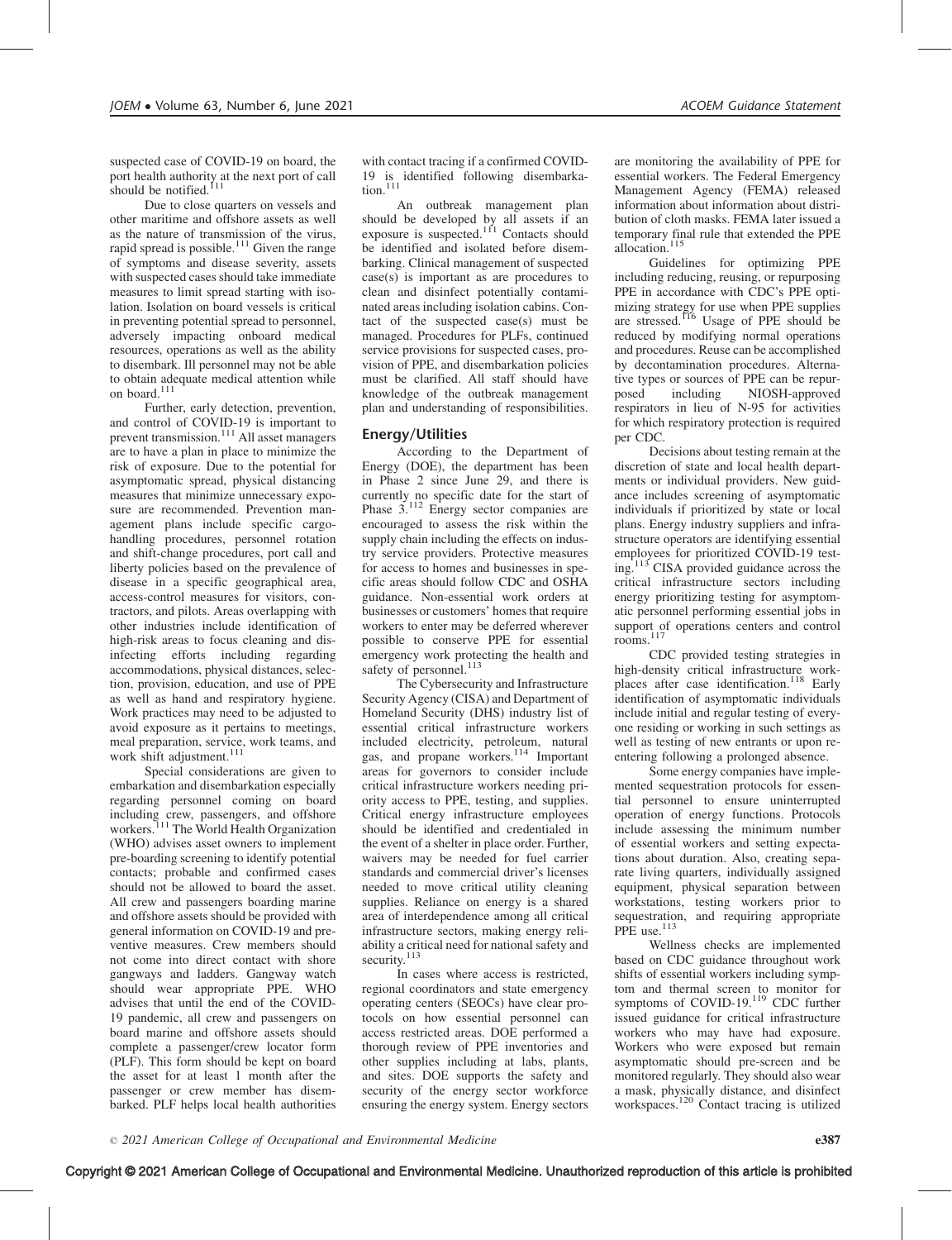suspected case of COVID-19 on board, the port health authority at the next port of call should be notified.[111]

Due to close quarters on vessels and other maritime and offshore assets as well as the nature of transmission of the virus, rapid spread is possible.[111] Given the range of symptoms and disease severity, assets with suspected cases should take immediate measures to limit spread starting with isolation. Isolation on board vessels is critical in preventing potential spread to personnel, adversely impacting onboard medical resources, operations as well as the ability to disembark. Ill personnel may not be able to obtain adequate medical attention while on board.[111]

Further, early detection, prevention, and control of COVID-19 is important to prevent transmission.[111] All asset managers are to have a plan in place to minimize the risk of exposure. Due to the potential for asymptomatic spread, physical distancing measures that minimize unnecessary exposure are recommended. Prevention management plans include specific cargo-handling procedures, personnel rotation and shift-change procedures, port call and liberty policies based on the prevalence of disease in a specific geographical area, access-control measures for visitors, contractors, and pilots. Areas overlapping with other industries include identification of high-risk areas to focus cleaning and disinfecting efforts including regarding accommodations, physical distances, selection, provision, education, and use of PPE as well as hand and respiratory hygiene. Work practices may need to be adjusted to avoid exposure as it pertains to meetings, meal preparation, service, work teams, and work shift adjustment.[111]

Special considerations are given to embarkation and disembarkation especially regarding personnel coming on board including crew, passengers, and offshore workers.[111] The World Health Organization (WHO) advises asset owners to implement pre-boarding screening to identify potential contacts; probable and confirmed cases should not be allowed to board the asset. All crew and passengers boarding marine and offshore assets should be provided with general information on COVID-19 and preventive measures. Crew members should not come into direct contact with shore gangways and ladders. Gangway watch should wear appropriate PPE. WHO advises that until the end of the COVID-19 pandemic, all crew and passengers on board marine and offshore assets should complete a passenger/crew locator form (PLF). This form should be kept on board the asset for at least 1 month after the passenger or crew member has disembarked. PLF helps local health authorities with contact tracing if a confirmed COVID-19 is identified following disembarkation.[111]

An outbreak management plan should be developed by all assets if an exposure is suspected.[111] Contacts should be identified and isolated before disembarking. Clinical management of suspected case(s) is important as are procedures to clean and disinfect potentially contaminated areas including isolation cabins. Contact of the suspected case(s) must be managed. Procedures for PLFs, continued service provisions for suspected cases, provision of PPE, and disembarkation policies must be clarified. All staff should have knowledge of the outbreak management plan and understanding of responsibilities.

## Energy/Utilities

According to the Department of Energy (DOE), the department has been in Phase 2 since June 29, and there is currently no specific date for the start of Phase 3.[112] Energy sector companies are encouraged to assess the risk within the supply chain including the effects on industry service providers. Protective measures for access to homes and businesses in specific areas should follow CDC and OSHA guidance. Non-essential work orders at businesses or customers' homes that require workers to enter may be deferred wherever possible to conserve PPE for essential emergency work protecting the health and safety of personnel.[113]

The Cybersecurity and Infrastructure Security Agency (CISA) and Department of Homeland Security (DHS) industry list of essential critical infrastructure workers included electricity, petroleum, natural gas, and propane workers.[114] Important areas for governors to consider include critical infrastructure workers needing priority access to PPE, testing, and supplies. Critical energy infrastructure employees should be identified and credentialed in the event of a shelter in place order. Further, waivers may be needed for fuel carrier standards and commercial driver's licenses needed to move critical utility cleaning supplies. Reliance on energy is a shared area of interdependence among all critical infrastructure sectors, making energy reliability a critical need for national safety and security.[113]

In cases where access is restricted, regional coordinators and state emergency operating centers (SEOCs) have clear protocols on how essential personnel can access restricted areas. DOE performed a thorough review of PPE inventories and other supplies including at labs, plants, and sites. DOE supports the safety and security of the energy sector workforce ensuring the energy system. Energy sectors are monitoring the availability of PPE for essential workers. The Federal Emergency Management Agency (FEMA) released information about information about distribution of cloth masks. FEMA later issued a temporary final rule that extended the PPE allocation.[115]

Guidelines for optimizing PPE including reducing, reusing, or repurposing PPE in accordance with CDC's PPE optimizing strategy for use when PPE supplies are stressed.[116] Usage of PPE should be reduced by modifying normal operations and procedures. Reuse can be accomplished by decontamination procedures. Alternative types or sources of PPE can be repurposed including NIOSH-approved respirators in lieu of N-95 for activities for which respiratory protection is required per CDC.

Decisions about testing remain at the discretion of state and local health departments or individual providers. New guidance includes screening of asymptomatic individuals if prioritized by state or local plans. Energy industry suppliers and infrastructure operators are identifying essential employees for prioritized COVID-19 testing.[113] CISA provided guidance across the critical infrastructure sectors including energy prioritizing testing for asymptomatic personnel performing essential jobs in support of operations centers and control rooms.[117]

CDC provided testing strategies in high-density critical infrastructure workplaces after case identification.[118] Early identification of asymptomatic individuals include initial and regular testing of everyone residing or working in such settings as well as testing of new entrants or upon re-entering following a prolonged absence.

Some energy companies have implemented sequestration protocols for essential personnel to ensure uninterrupted operation of energy functions. Protocols include assessing the minimum number of essential workers and setting expectations about duration. Also, creating separate living quarters, individually assigned equipment, physical separation between workstations, testing workers prior to sequestration, and requiring appropriate PPE use.[113]

Wellness checks are implemented based on CDC guidance throughout work shifts of essential workers including symptom and thermal screen to monitor for symptoms of COVID-19.[119] CDC further issued guidance for critical infrastructure workers who may have had exposure. Workers who were exposed but remain asymptomatic should pre-screen and be monitored regularly. They should also wear a mask, physically distance, and disinfect workspaces.[120] Contact tracing is utilized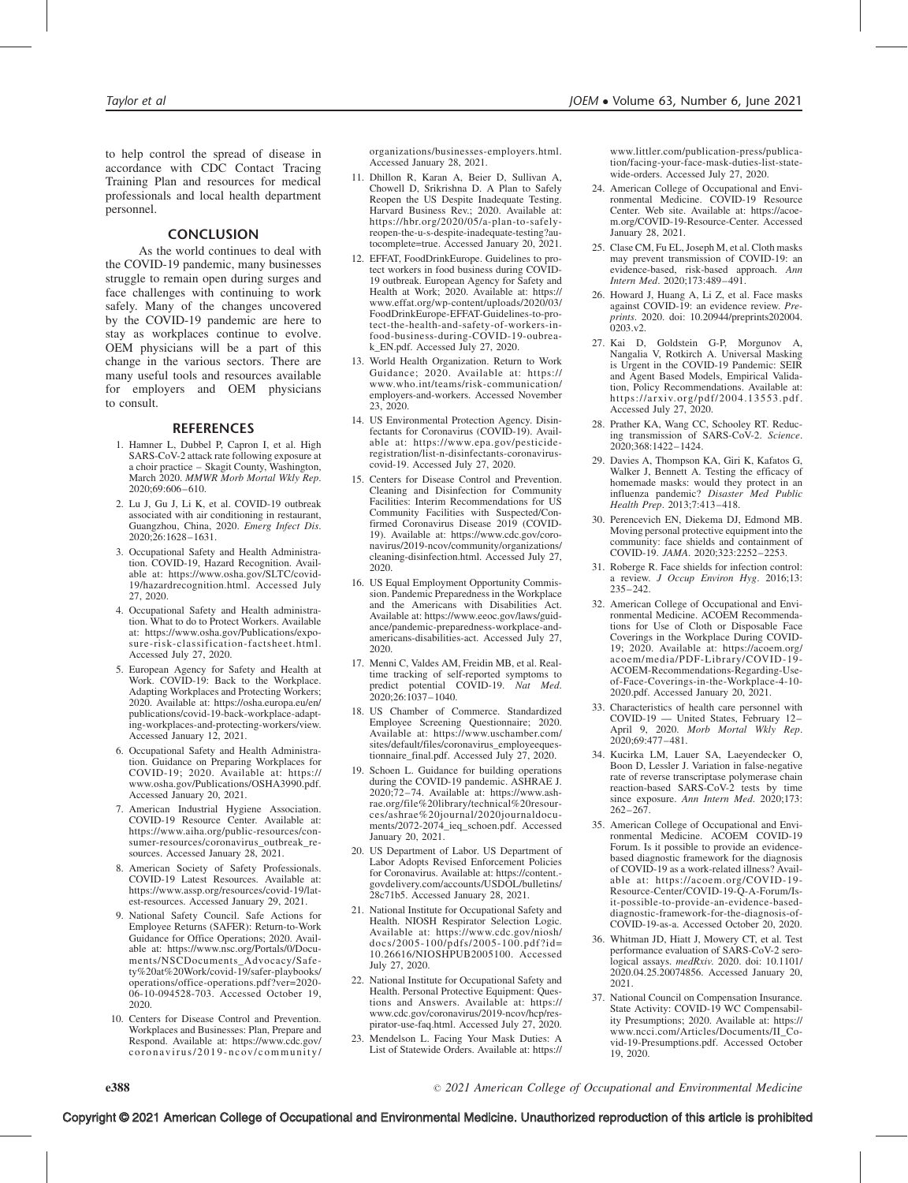to help control the spread of disease in accordance with CDC Contact Tracing Training Plan and resources for medical professionals and local health department personnel.

## CONCLUSION

As the world continues to deal with the COVID-19 pandemic, many businesses struggle to remain open during surges and face challenges with continuing to work safely. Many of the changes uncovered by the COVID-19 pandemic are here to stay as workplaces continue to evolve. OEM physicians will be a part of this change in the various sectors. There are many useful tools and resources available for employers and OEM physicians to consult.

## REFERENCES

1. Hamner L, Dubbel P, Capron I, et al. High SARS-CoV-2 attack rate following exposure at a choir practice – Skagit County, Washington, March 2020. *MMWR Morb Mortal Wkly Rep*. 2020;69:606–610.
2. Lu J, Gu J, Li K, et al. COVID-19 outbreak associated with air conditioning in restaurant, Guangzhou, China, 2020. *Emerg Infect Dis*. 2020;26:1628–1631.
3. Occupational Safety and Health Administration. COVID-19, Hazard Recognition. Available at: https://www.osha.gov/SLTC/covid-19/hazardrecognition.html. Accessed July 27, 2020.
4. Occupational Safety and Health administration. What to do to Protect Workers. Available at: https://www.osha.gov/Publications/exposure-risk-classification-factsheet.html. Accessed July 27, 2020.
5. European Agency for Safety and Health at Work. COVID-19: Back to the Workplace. Adapting Workplaces and Protecting Workers; 2020. Available at: https://osha.europa.eu/en/publications/covid-19-back-workplace-adapting-workplaces-and-protecting-workers/view. Accessed January 12, 2021.
6. Occupational Safety and Health Administration. Guidance on Preparing Workplaces for COVID-19; 2020. Available at: https://www.osha.gov/Publications/OSHA3990.pdf. Accessed January 20, 2021.
7. American Industrial Hygiene Association. COVID-19 Resource Center. Available at: https://www.aiha.org/public-resources/consumer-resources/coronavirus_outbreak_resources. Accessed January 28, 2021.
8. American Society of Safety Professionals. COVID-19 Latest Resources. Available at: https://www.assp.org/resources/covid-19/latest-resources. Accessed January 29, 2021.
9. National Safety Council. Safe Actions for Employee Returns (SAFER): Return-to-Work Guidance for Office Operations; 2020. Available at: https://www.nsc.org/Portals/0/Documents/NSCDocuments_Advocacy/Safety%20at%20Work/covid-19/safer-playbooks/operations/office-operations.pdf?ver=2020-06-10-094528-703. Accessed October 19, 2020.
10. Centers for Disease Control and Prevention. Workplaces and Businesses: Plan, Prepare and Respond. Available at: https://www.cdc.gov/coronavirus/2019-ncov/community/organizations/businesses-employers.html. Accessed January 28, 2021.
11. Dhillon R, Karan A, Beier D, Sullivan A, Chowell D, Srikrishna D. A Plan to Safely Reopen the US Despite Inadequate Testing. Harvard Business Rev.; 2020. Available at: https://hbr.org/2020/05/a-plan-to-safely-reopen-the-u-s-despite-inadequate-testing?autocomplete=true. Accessed January 20, 2021.
12. EFFAT, FoodDrinkEurope. Guidelines to protect workers in food business during COVID-19 outbreak. European Agency for Safety and Health at Work; 2020. Available at: https://www.effat.org/wp-content/uploads/2020/03/FoodDrinkEurope-EFFAT-Guidelines-to-protect-the-health-and-safety-of-workers-in-food-business-during-COVID-19-oubreak_EN.pdf. Accessed July 27, 2020.
13. World Health Organization. Return to Work Guidance; 2020. Available at: https://www.who.int/teams/risk-communication/employers-and-workers. Accessed November 23, 2020.
14. US Environmental Protection Agency. Disinfectants for Coronavirus (COVID-19). Available at: https://www.epa.gov/pesticide-registration/list-n-disinfectants-coronavirus-covid-19. Accessed July 27, 2020.
15. Centers for Disease Control and Prevention. Cleaning and Disinfection for Community Facilities: Interim Recommendations for US Community Facilities with Suspected/Confirmed Coronavirus Disease 2019 (COVID-19). Available at: https://www.cdc.gov/coronavirus/2019-ncov/community/organizations/cleaning-disinfection.html. Accessed July 27, 2020.
16. US Equal Employment Opportunity Commission. Pandemic Preparedness in the Workplace and the Americans with Disabilities Act. Available at: https://www.eeoc.gov/laws/guidance/pandemic-preparedness-workplace-and-americans-disabilities-act. Accessed July 27, 2020.
17. Menni C, Valdes AM, Freidin MB, et al. Real-time tracking of self-reported symptoms to predict potential COVID-19. *Nat Med*. 2020;26:1037–1040.
18. US Chamber of Commerce. Standardized Employee Screening Questionnaire; 2020. Available at: https://www.uschamber.com/sites/default/files/coronavirus_employeequestionnaire_final.pdf. Accessed July 27, 2020.
19. Schoen L. Guidance for building operations during the COVID-19 pandemic. ASHRAE J. 2020;72–74. Available at: https://www.ashrae.org/file%20library/technical%20resources/ashrae%20journal/2020journaldocuments/2072-2074_ieq_schoen.pdf. Accessed January 20, 2021.
20. US Department of Labor. US Department of Labor Adopts Revised Enforcement Policies for Coronavirus. Available at: https://content.govdelivery.com/accounts/USDOL/bulletins/28c71b5. Accessed January 28, 2021.
21. National Institute for Occupational Safety and Health. NIOSH Respirator Selection Logic. Available at: https://www.cdc.gov/niosh/docs/2005-100/pdfs/2005-100.pdf?id=10.26616/NIOSHPUB2005100. Accessed July 27, 2020.
22. National Institute for Occupational Safety and Health. Personal Protective Equipment: Questions and Answers. Available at: https://www.cdc.gov/coronavirus/2019-ncov/hcp/respirator-use-faq.html. Accessed July 27, 2020.
23. Mendelson L. Facing Your Mask Duties: A List of Statewide Orders. Available at: https://www.littler.com/publication-press/publication/facing-your-face-mask-duties-list-statewide-orders. Accessed July 27, 2020.
24. American College of Occupational and Environmental Medicine. COVID-19 Resource Center. Web site. Available at: https://acoem.org/COVID-19-Resource-Center. Accessed January 28, 2021.
25. Clase CM, Fu EL, Joseph M, et al. Cloth masks may prevent transmission of COVID-19: an evidence-based, risk-based approach. *Ann Intern Med*. 2020;173:489–491.
26. Howard J, Huang A, Li Z, et al. Face masks against COVID-19: an evidence review. *Preprints*. 2020. doi: 10.20944/preprints202004.0203.v2.
27. Kai D, Goldstein G-P, Morgunov A, Nangalia V, Rotkirch A. Universal Masking is Urgent in the COVID-19 Pandemic: SEIR and Agent Based Models, Empirical Validation, Policy Recommendations. Available at: https://arxiv.org/pdf/2004.13553.pdf. Accessed July 27, 2020.
28. Prather KA, Wang CC, Schooley RT. Reducing transmission of SARS-CoV-2. *Science*. 2020;368:1422–1424.
29. Davies A, Thompson KA, Giri K, Kafatos G, Walker J, Bennett A. Testing the efficacy of homemade masks: would they protect in an influenza pandemic? *Disaster Med Public Health Prep*. 2013;7:413–418.
30. Perencevich EN, Diekema DJ, Edmond MB. Moving personal protective equipment into the community: face shields and containment of COVID-19. *JAMA*. 2020;323:2252–2253.
31. Roberge R. Face shields for infection control: a review. *J Occup Environ Hyg*. 2016;13:235–242.
32. American College of Occupational and Environmental Medicine. ACOEM Recommendations for Use of Cloth or Disposable Face Coverings in the Workplace During COVID-19; 2020. Available at: https://acoem.org/acoem/media/PDF-Library/COVID-19-ACOEM-Recommendations-Regarding-Use-of-Face-Coverings-in-the-Workplace-4-10-2020.pdf. Accessed January 20, 2021.
33. Characteristics of health care personnel with COVID-19 — United States, February 12–April 9, 2020. *Morb Mortal Wkly Rep*. 2020;69:477–481.
34. Kucirka LM, Lauer SA, Laeyendecker O, Boon D, Lessler J. Variation in false-negative rate of reverse transcriptase polymerase chain reaction-based SARS-CoV-2 tests by time since exposure. *Ann Intern Med*. 2020;173:262–267.
35. American College of Occupational and Environmental Medicine. ACOEM COVID-19 Forum. Is it possible to provide an evidence-based diagnostic framework for the diagnosis of COVID-19 as a work-related illness? Available at: https://acoem.org/COVID-19-Resource-Center/COVID-19-Q-A-Forum/Is-it-possible-to-provide-an-evidence-based-diagnostic-framework-for-the-diagnosis-of-COVID-19-as-a. Accessed October 20, 2020.
36. Whitman JD, Hiatt J, Mowery CT, et al. Test performance evaluation of SARS-CoV-2 serological assays. *medRxiv*. 2020. doi: 10.1101/2020.04.25.20074856. Accessed January 20, 2021.
37. National Council on Compensation Insurance. State Activity: COVID-19 WC Compensability Presumptions; 2020. Available at: https://www.ncci.com/Articles/Documents/II_Covid-19-Presumptions.pdf. Accessed October 19, 2020.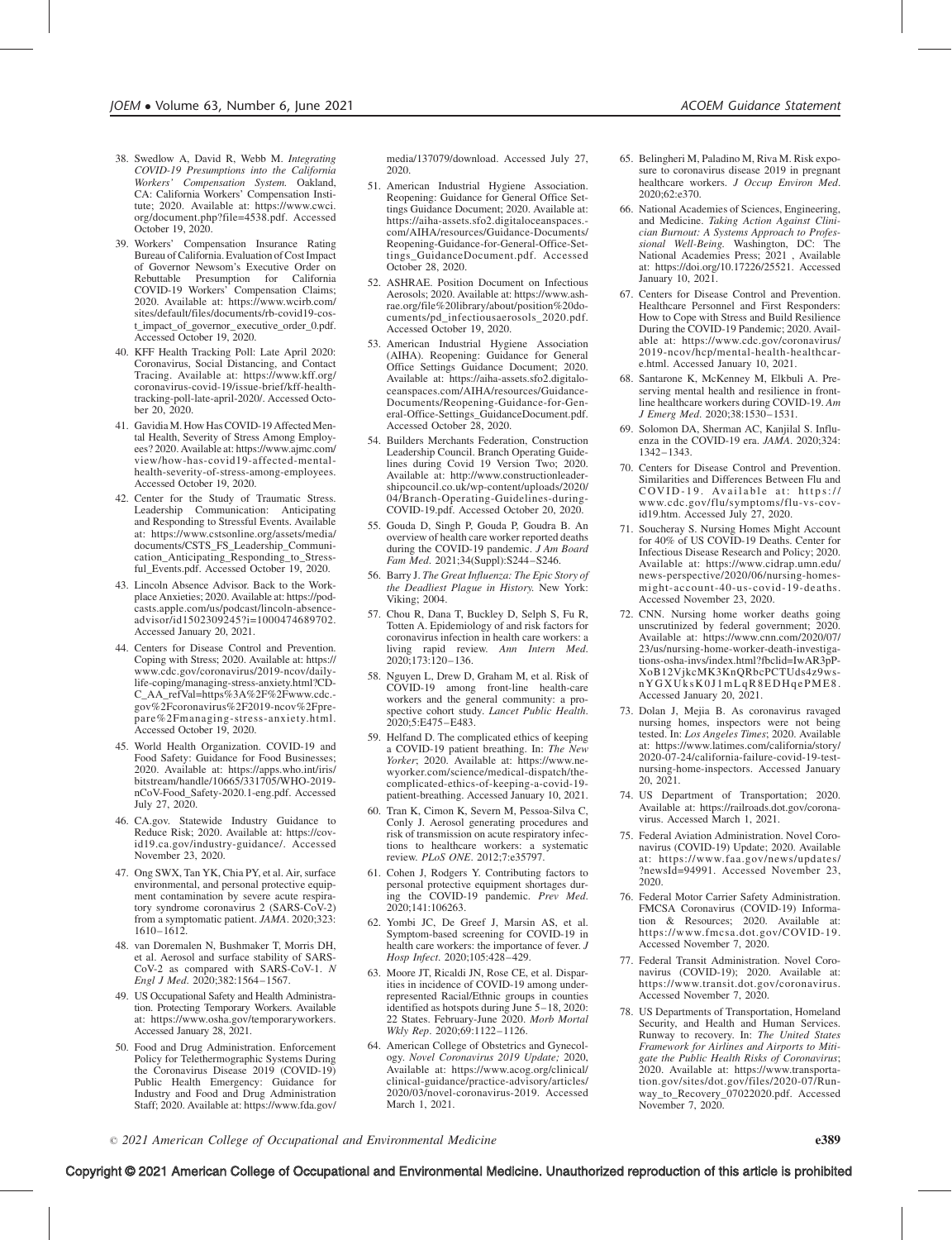38. Swedlow A, David R, Webb M. *Integrating COVID-19 Presumptions into the California Workers' Compensation System.* Oakland, CA: California Workers' Compensation Institute; 2020. Available at: https://www.cwci.org/document.php?file=4538.pdf. Accessed October 19, 2020.
39. Workers' Compensation Insurance Rating Bureau of California. Evaluation of Cost Impact of Governor Newsom's Executive Order on Rebuttable Presumption for California COVID-19 Workers' Compensation Claims; 2020. Available at: https://www.wcirb.com/sites/default/files/documents/rb-covid19-cost_impact_of_governor_executive_order_0.pdf. Accessed October 19, 2020.
40. KFF Health Tracking Poll: Late April 2020: Coronavirus, Social Distancing, and Contact Tracing. Available at: https://www.kff.org/coronavirus-covid-19/issue-brief/kff-health-tracking-poll-late-april-2020/. Accessed October 20, 2020.
41. Gavidia M. How Has COVID-19 Affected Mental Health, Severity of Stress Among Employees? 2020. Available at: https://www.ajmc.com/view/how-has-covid19-affected-mental-health-severity-of-stress-among-employees. Accessed October 19, 2020.
42. Center for the Study of Traumatic Stress. Leadership Communication: Anticipating and Responding to Stressful Events. Available at: https://www.cstsonline.org/assets/media/documents/CSTS_FS_Leadership_Communication_Anticipating_Responding_to_Stressful_Events.pdf. Accessed October 19, 2020.
43. Lincoln Absence Advisor. Back to the Workplace Anxieties; 2020. Available at: https://podcasts.apple.com/us/podcast/lincoln-absence-advisor/id1502309245?i=1000474689702. Accessed January 20, 2021.
44. Centers for Disease Control and Prevention. Coping with Stress; 2020. Available at: https://www.cdc.gov/coronavirus/2019-ncov/daily-life-coping/managing-stress-anxiety.html?CDC_AA_refVal=https%3A%2F%2Fwww.cdc.gov%2Fcoronavirus%2F2019-ncov%2Fprepare%2Fmanaging-stress-anxiety.html. Accessed October 19, 2020.
45. World Health Organization. COVID-19 and Food Safety: Guidance for Food Businesses; 2020. Available at: https://apps.who.int/iris/bitstream/handle/10665/331705/WHO-2019-nCoV-Food_Safety-2020.1-eng.pdf. Accessed July 27, 2020.
46. CA.gov. Statewide Industry Guidance to Reduce Risk; 2020. Available at: https://covid19.ca.gov/industry-guidance/. Accessed November 23, 2020.
47. Ong SWX, Tan YK, Chia PY, et al. Air, surface environmental, and personal protective equipment contamination by severe acute respiratory syndrome coronavirus 2 (SARS-CoV-2) from a symptomatic patient. *JAMA*. 2020;323:1610–1612.
48. van Doremalen N, Bushmaker T, Morris DH, et al. Aerosol and surface stability of SARS-CoV-2 as compared with SARS-CoV-1. *N Engl J Med*. 2020;382:1564–1567.
49. US Occupational Safety and Health Administration. Protecting Temporary Workers. Available at: https://www.osha.gov/temporaryworkers. Accessed January 28, 2021.
50. Food and Drug Administration. Enforcement Policy for Telethermographic Systems During the Coronavirus Disease 2019 (COVID-19) Public Health Emergency: Guidance for Industry and Food and Drug Administration Staff; 2020. Available at: https://www.fda.gov/media/137079/download. Accessed July 27, 2020.
51. American Industrial Hygiene Association. Reopening: Guidance for General Office Settings Guidance Document; 2020. Available at: https://aiha-assets.sfo2.digitaloceanspaces.com/AIHA/resources/Guidance-Documents/Reopening-Guidance-for-General-Office-Settings_GuidanceDocument.pdf. Accessed October 28, 2020.
52. ASHRAE. Position Document on Infectious Aerosols; 2020. Available at: https://www.ashrae.org/file%20library/about/position%20documents/pd_infectiousaerosols_2020.pdf. Accessed October 19, 2020.
53. American Industrial Hygiene Association (AIHA). Reopening: Guidance for General Office Settings Guidance Document; 2020. Available at: https://aiha-assets.sfo2.digitaloceanspaces.com/AIHA/resources/Guidance-Documents/Reopening-Guidance-for-General-Office-Settings_GuidanceDocument.pdf. Accessed October 28, 2020.
54. Builders Merchants Federation, Construction Leadership Council. Branch Operating Guidelines during Covid 19 Version Two; 2020. Available at: http://www.constructionleadershipcouncil.co.uk/wp-content/uploads/2020/04/Branch-Operating-Guidelines-during-COVID-19.pdf. Accessed October 20, 2020.
55. Gouda D, Singh P, Gouda P, Goudra B. An overview of health care worker reported deaths during the COVID-19 pandemic. *J Am Board Fam Med*. 2021;34(Suppl):S244–S246.
56. Barry J. *The Great Influenza: The Epic Story of the Deadliest Plague in History.* New York: Viking; 2004.
57. Chou R, Dana T, Buckley D, Selph S, Fu R, Totten A. Epidemiology of and risk factors for coronavirus infection in health care workers: a living rapid review. *Ann Intern Med*. 2020;173:120–136.
58. Nguyen L, Drew D, Graham M, et al. Risk of COVID-19 among front-line health-care workers and the general community: a prospective cohort study. *Lancet Public Health*. 2020;5:E475–E483.
59. Helfand D. The complicated ethics of keeping a COVID-19 patient breathing. In: *The New Yorker*; 2020. Available at: https://www.newyorker.com/science/medical-dispatch/the-complicated-ethics-of-keeping-a-covid-19-patient-breathing. Accessed January 10, 2021.
60. Tran K, Cimon K, Severn M, Pessoa-Silva C, Conly J. Aerosol generating procedures and risk of transmission on acute respiratory infections to healthcare workers: a systematic review. *PLoS ONE*. 2012;7:e35797.
61. Cohen J, Rodgers Y. Contributing factors to personal protective equipment shortages during the COVID-19 pandemic. *Prev Med*. 2020;141:106263.
62. Yombi JC, De Greef J, Marsin AS, et al. Symptom-based screening for COVID-19 in health care workers: the importance of fever. *J Hosp Infect*. 2020;105:428–429.
63. Moore JT, Ricaldi JN, Rose CE, et al. Disparities in incidence of COVID-19 among underrepresented Racial/Ethnic groups in counties identified as hotspots during June 5–18, 2020: 22 States. February-June 2020. *Morb Mortal Wkly Rep*. 2020;69:1122–1126.
64. American College of Obstetrics and Gynecology. *Novel Coronavirus 2019 Update;* 2020, Available at: https://www.acog.org/clinical/clinical-guidance/practice-advisory/articles/2020/03/novel-coronavirus-2019. Accessed March 1, 2021.
65. Belingheri M, Paladino M, Riva M. Risk exposure to coronavirus disease 2019 in pregnant healthcare workers. *J Occup Environ Med*. 2020;62:e370.
66. National Academies of Sciences, Engineering, and Medicine. *Taking Action Against Clinician Burnout: A Systems Approach to Professional Well-Being.* Washington, DC: The National Academies Press; 2021 , Available at: https://doi.org/10.17226/25521. Accessed January 10, 2021.
67. Centers for Disease Control and Prevention. Healthcare Personnel and First Responders: How to Cope with Stress and Build Resilience During the COVID-19 Pandemic; 2020. Available at: https://www.cdc.gov/coronavirus/2019-ncov/hcp/mental-health-healthcare.html. Accessed January 10, 2021.
68. Santarone K, McKenney M, Elkbuli A. Preserving mental health and resilience in frontline healthcare workers during COVID-19. *Am J Emerg Med*. 2020;38:1530–1531.
69. Solomon DA, Sherman AC, Kanjilal S. Influenza in the COVID-19 era. *JAMA*. 2020;324:1342–1343.
70. Centers for Disease Control and Prevention. Similarities and Differences Between Flu and COVID-19. Available at: https://www.cdc.gov/flu/symptoms/flu-vs-covid19.htm. Accessed July 27, 2020.
71. Soucheray S. Nursing Homes Might Account for 40% of US COVID-19 Deaths. Center for Infectious Disease Research and Policy; 2020. Available at: https://www.cidrap.umn.edu/news-perspective/2020/06/nursing-homes-might-account-40-us-covid-19-deaths. Accessed November 23, 2020.
72. CNN. Nursing home worker deaths going unscrutinized by federal government; 2020. Available at: https://www.cnn.com/2020/07/23/us/nursing-home-worker-death-investigations-osha-invs/index.html?fbclid=IwAR3pP-XoB12VjkcMK3KnQRbcPCTUds4z9ws-nYGXUksK0J1mLqR8EDHqePME8. Accessed January 20, 2021.
73. Dolan J, Mejia B. As coronavirus ravaged nursing homes, inspectors were not being tested. In: *Los Angeles Times*; 2020. Available at: https://www.latimes.com/california/story/2020-07-24/california-failure-covid-19-test-nursing-home-inspectors. Accessed January 20, 2021.
74. US Department of Transportation; 2020. Available at: https://railroads.dot.gov/coronavirus. Accessed March 1, 2021.
75. Federal Aviation Administration. Novel Coronavirus (COVID-19) Update; 2020. Available at: https://www.faa.gov/news/updates/?newsId=94991. Accessed November 23, 2020.
76. Federal Motor Carrier Safety Administration. FMCSA Coronavirus (COVID-19) Information & Resources; 2020. Available at: https://www.fmcsa.dot.gov/COVID-19. Accessed November 7, 2020.
77. Federal Transit Administration. Novel Coronavirus (COVID-19); 2020. Available at: https://www.transit.dot.gov/coronavirus. Accessed November 7, 2020.
78. US Departments of Transportation, Homeland Security, and Health and Human Services. Runway to recovery. In: *The United States Framework for Airlines and Airports to Mitigate the Public Health Risks of Coronavirus*; 2020. Available at: https://www.transportation.gov/sites/dot.gov/files/2020-07/Runway_to_Recovery_07022020.pdf. Accessed November 7, 2020.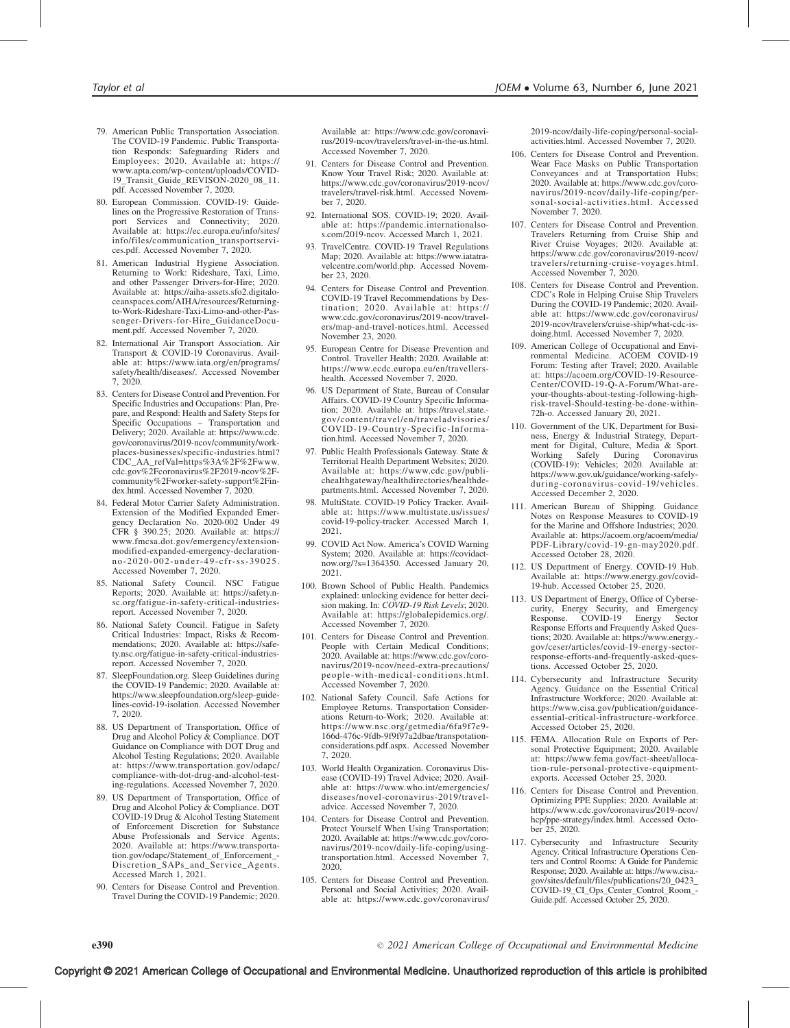79. American Public Transportation Association. The COVID-19 Pandemic. Public Transportation Responds: Safeguarding Riders and Employees; 2020. Available at: https://www.apta.com/wp-content/uploads/COVID-19_Transit_Guide_REVISON-2020_08_11.pdf. Accessed November 7, 2020.
80. European Commission. COVID-19: Guidelines on the Progressive Restoration of Transport Services and Connectivity; 2020. Available at: https://ec.europa.eu/info/sites/info/files/communication_transportservices.pdf. Accessed November 7, 2020.
81. American Industrial Hygiene Association. Returning to Work: Rideshare, Taxi, Limo, and other Passenger Drivers-for-Hire; 2020. Available at: https://aiha-assets.sfo2.digitaloceanspaces.com/AIHA/resources/Returning-to-Work-Rideshare-Taxi-Limo-and-other-Passenger-Drivers-for-Hire_GuidanceDocument.pdf. Accessed November 7, 2020.
82. International Air Transport Association. Air Transport & COVID-19 Coronavirus. Available at: https://www.iata.org/en/programs/safety/health/diseases/. Accessed November 7, 2020.
83. Centers for Disease Control and Prevention. For Specific Industries and Occupations: Plan, Prepare, and Respond: Health and Safety Steps for Specific Occupations – Transportation and Delivery; 2020. Available at: https://www.cdc.gov/coronavirus/2019-ncov/community/workplaces-businesses/specific-industries.html?CDC_AA_refVal=https%3A%2F%2Fwww.cdc.gov%2Fcoronavirus%2F2019-ncov%2Fcommunity%2Fworker-safety-support%2Findex.html. Accessed November 7, 2020.
84. Federal Motor Carrier Safety Administration. Extension of the Modified Expanded Emergency Declaration No. 2020-002 Under 49 CFR § 390.25; 2020. Available at: https://www.fmcsa.dot.gov/emergency/extension-modified-expanded-emergency-declaration-no-2020-002-under-49-cfr-ss-39025. Accessed November 7, 2020.
85. National Safety Council. NSC Fatigue Reports; 2020. Available at: https://safety.nsc.org/fatigue-in-safety-critical-industries-report. Accessed November 7, 2020.
86. National Safety Council. Fatigue in Safety Critical Industries: Impact, Risks & Recommendations; 2020. Available at: https://safety.nsc.org/fatigue-in-safety-critical-industries-report. Accessed November 7, 2020.
87. SleepFoundation.org. Sleep Guidelines during the COVID-19 Pandemic; 2020. Available at: https://www.sleepfoundation.org/sleep-guidelines-covid-19-isolation. Accessed November 7, 2020.
88. US Department of Transportation, Office of Drug and Alcohol Policy & Compliance. DOT Guidance on Compliance with DOT Drug and Alcohol Testing Regulations; 2020. Available at: https://www.transportation.gov/odapc/compliance-with-dot-drug-and-alcohol-testing-regulations. Accessed November 7, 2020.
89. US Department of Transportation, Office of Drug and Alcohol Policy & Compliance. DOT COVID-19 Drug & Alcohol Testing Statement of Enforcement Discretion for Substance Abuse Professionals and Service Agents; 2020. Available at: https://www.transportation.gov/odapc/Statement_of_Enforcement_-Discretion_SAPs_and_Service_Agents. Accessed March 1, 2021.
90. Centers for Disease Control and Prevention. Travel During the COVID-19 Pandemic; 2020. Available at: https://www.cdc.gov/coronavirus/2019-ncov/travelers/travel-in-the-us.html. Accessed November 7, 2020.
91. Centers for Disease Control and Prevention. Know Your Travel Risk; 2020. Available at: https://www.cdc.gov/coronavirus/2019-ncov/travelers/travel-risk.html. Accessed November 7, 2020.
92. International SOS. COVID-19; 2020. Available at: https://pandemic.internationalsos.com/2019-ncov. Accessed March 1, 2021.
93. TravelCentre. COVID-19 Travel Regulations Map; 2020. Available at: https://www.iatatravelcentre.com/world.php. Accessed November 23, 2020.
94. Centers for Disease Control and Prevention. COVID-19 Travel Recommendations by Destination; 2020. Available at: https://www.cdc.gov/coronavirus/2019-ncov/travelers/map-and-travel-notices.html. Accessed November 23, 2020.
95. European Centre for Disease Prevention and Control. Traveller Health; 2020. Available at: https://www.ecdc.europa.eu/en/travellers-health. Accessed November 7, 2020.
96. US Department of State, Bureau of Consular Affairs. COVID-19 Country Specific Information; 2020. Available at: https://travel.state.gov/content/travel/en/traveladvisories/COVID-19-Country-Specific-Information.html. Accessed November 7, 2020.
97. Public Health Professionals Gateway. State & Territorial Health Department Websites; 2020. Available at: https://www.cdc.gov/publichealthgateway/healthdirectories/healthdepartments.html. Accessed November 7, 2020.
98. MultiState. COVID-19 Policy Tracker. Available at: https://www.multistate.us/issues/covid-19-policy-tracker. Accessed March 1, 2021.
99. COVID Act Now. America's COVID Warning System; 2020. Available at: https://covidactnow.org/?s=1364350. Accessed January 20, 2021.
100. Brown School of Public Health. Pandemics explained: unlocking evidence for better decision making. In: *COVID-19 Risk Levels*; 2020. Available at: https://globalepidemics.org/. Accessed November 7, 2020.
101. Centers for Disease Control and Prevention. People with Certain Medical Conditions; 2020. Available at: https://www.cdc.gov/coronavirus/2019-ncov/need-extra-precautions/people-with-medical-conditions.html. Accessed November 7, 2020.
102. National Safety Council. Safe Actions for Employee Returns. Transportation Considerations Return-to-Work; 2020. Available at: https://www.nsc.org/getmedia/6fa9f7e9-166d-476c-9fdb-9f9f97a2dbae/transpotation-considerations.pdf.aspx. Accessed November 7, 2020.
103. World Health Organization. Coronavirus Disease (COVID-19) Travel Advice; 2020. Available at: https://www.who.int/emergencies/diseases/novel-coronavirus-2019/travel-advice. Accessed November 7, 2020.
104. Centers for Disease Control and Prevention. Protect Yourself When Using Transportation; 2020. Available at: https://www.cdc.gov/coronavirus/2019-ncov/daily-life-coping/using-transportation.html. Accessed November 7, 2020.
105. Centers for Disease Control and Prevention. Personal and Social Activities; 2020. Available at: https://www.cdc.gov/coronavirus/2019-ncov/daily-life-coping/personal-social-activities.html. Accessed November 7, 2020.
106. Centers for Disease Control and Prevention. Wear Face Masks on Public Transportation Conveyances and at Transportation Hubs; 2020. Available at: https://www.cdc.gov/coronavirus/2019-ncov/daily-life-coping/personal-social-activities.html. Accessed November 7, 2020.
107. Centers for Disease Control and Prevention. Travelers Returning from Cruise Ship and River Cruise Voyages; 2020. Available at: https://www.cdc.gov/coronavirus/2019-ncov/travelers/returning-cruise-voyages.html. Accessed November 7, 2020.
108. Centers for Disease Control and Prevention. CDC's Role in Helping Cruise Ship Travelers During the COVID-19 Pandemic; 2020. Available at: https://www.cdc.gov/coronavirus/2019-ncov/travelers/cruise-ship/what-cdc-is-doing.html. Accessed November 7, 2020.
109. American College of Occupational and Environmental Medicine. ACOEM COVID-19 Forum: Testing after Travel; 2020. Available at: https://acoem.org/COVID-19-Resource-Center/COVID-19-Q-A-Forum/What-are-your-thoughts-about-testing-following-high-risk-travel-Should-testing-be-done-within-72h-o. Accessed January 20, 2021.
110. Government of the UK, Department for Business, Energy & Industrial Strategy, Department for Digital, Culture, Media & Sport. Working Safely During Coronavirus (COVID-19): Vehicles; 2020. Available at: https://www.gov.uk/guidance/working-safely-during-coronavirus-covid-19/vehicles. Accessed December 2, 2020.
111. American Bureau of Shipping. Guidance Notes on Response Measures to COVID-19 for the Marine and Offshore Industries; 2020. Available at: https://acoem.org/acoem/media/PDF-Library/covid-19-gn-may2020.pdf. Accessed October 28, 2020.
112. US Department of Energy. COVID-19 Hub. Available at: https://www.energy.gov/covid-19-hub. Accessed October 25, 2020.
113. US Department of Energy, Office of Cybersecurity, Energy Security, and Emergency Response. COVID-19 Energy Sector Response Efforts and Frequently Asked Questions; 2020. Available at: https://www.energy.gov/ceser/articles/covid-19-energy-sector-response-efforts-and-frequently-asked-questions. Accessed October 25, 2020.
114. Cybersecurity and Infrastructure Security Agency. Guidance on the Essential Critical Infrastructure Workforce; 2020. Available at: https://www.cisa.gov/publication/guidance-essential-critical-infrastructure-workforce. Accessed October 25, 2020.
115. FEMA. Allocation Rule on Exports of Personal Protective Equipment; 2020. Available at: https://www.fema.gov/fact-sheet/allocation-rule-personal-protective-equipment-exports. Accessed October 25, 2020.
116. Centers for Disease Control and Prevention. Optimizing PPE Supplies; 2020. Available at: https://www.cdc.gov/coronavirus/2019-ncov/hcp/ppe-strategy/index.html. Accessed October 25, 2020.
117. Cybersecurity and Infrastructure Security Agency. Critical Infrastructure Operations Centers and Control Rooms: A Guide for Pandemic Response; 2020. Available at: https://www.cisa.gov/sites/default/files/publications/20_0423_COVID-19_CI_Ops_Center_Control_Room_-Guide.pdf. Accessed October 25, 2020.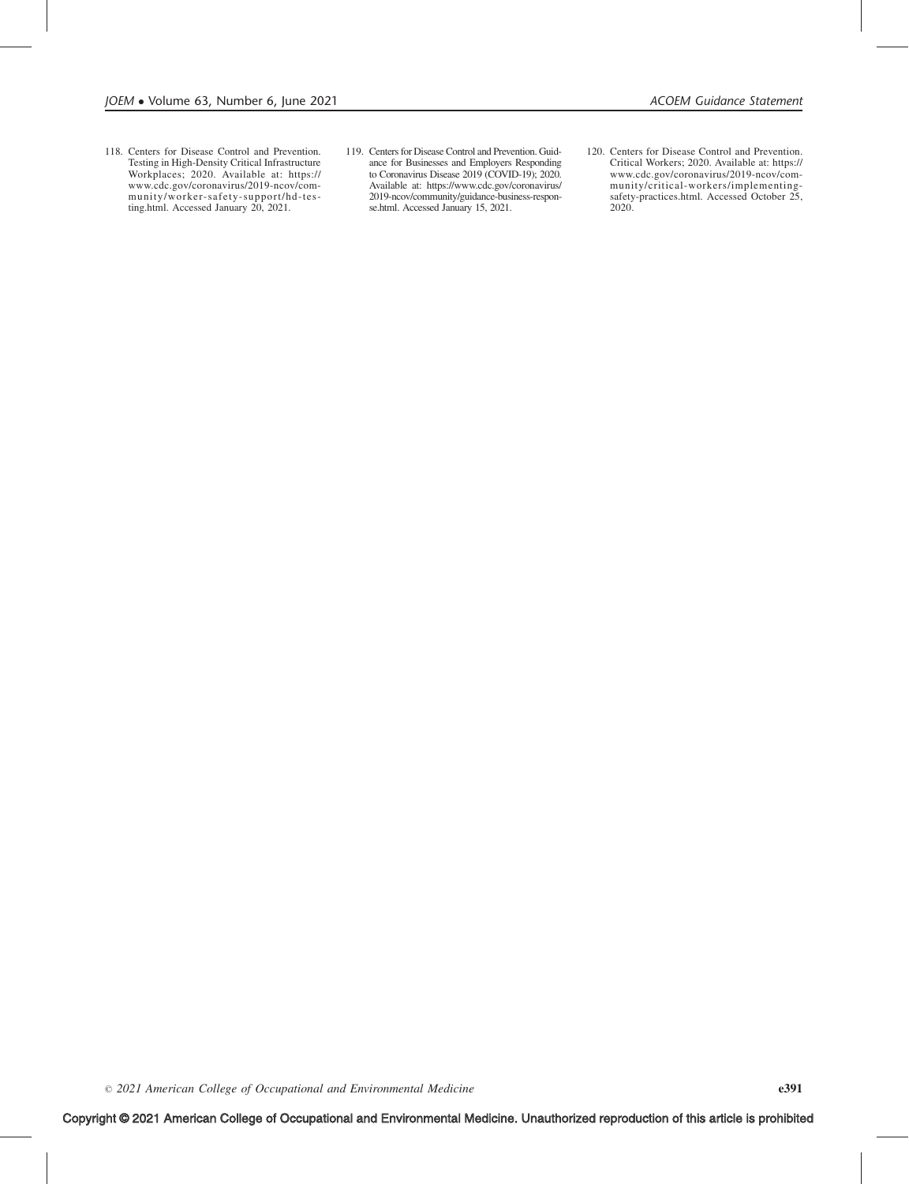118. Centers for Disease Control and Prevention. Testing in High-Density Critical Infrastructure Workplaces; 2020. Available at: https://www.cdc.gov/coronavirus/2019-ncov/community/worker-safety-support/hd-testing.html. Accessed January 20, 2021.

119. Centers for Disease Control and Prevention. Guidance for Businesses and Employers Responding to Coronavirus Disease 2019 (COVID-19); 2020. Available at: https://www.cdc.gov/coronavirus/2019-ncov/community/guidance-business-response.html. Accessed January 15, 2021.

120. Centers for Disease Control and Prevention. Critical Workers; 2020. Available at: https://www.cdc.gov/coronavirus/2019-ncov/community/critical-workers/implementing-safety-practices.html. Accessed October 25, 2020.